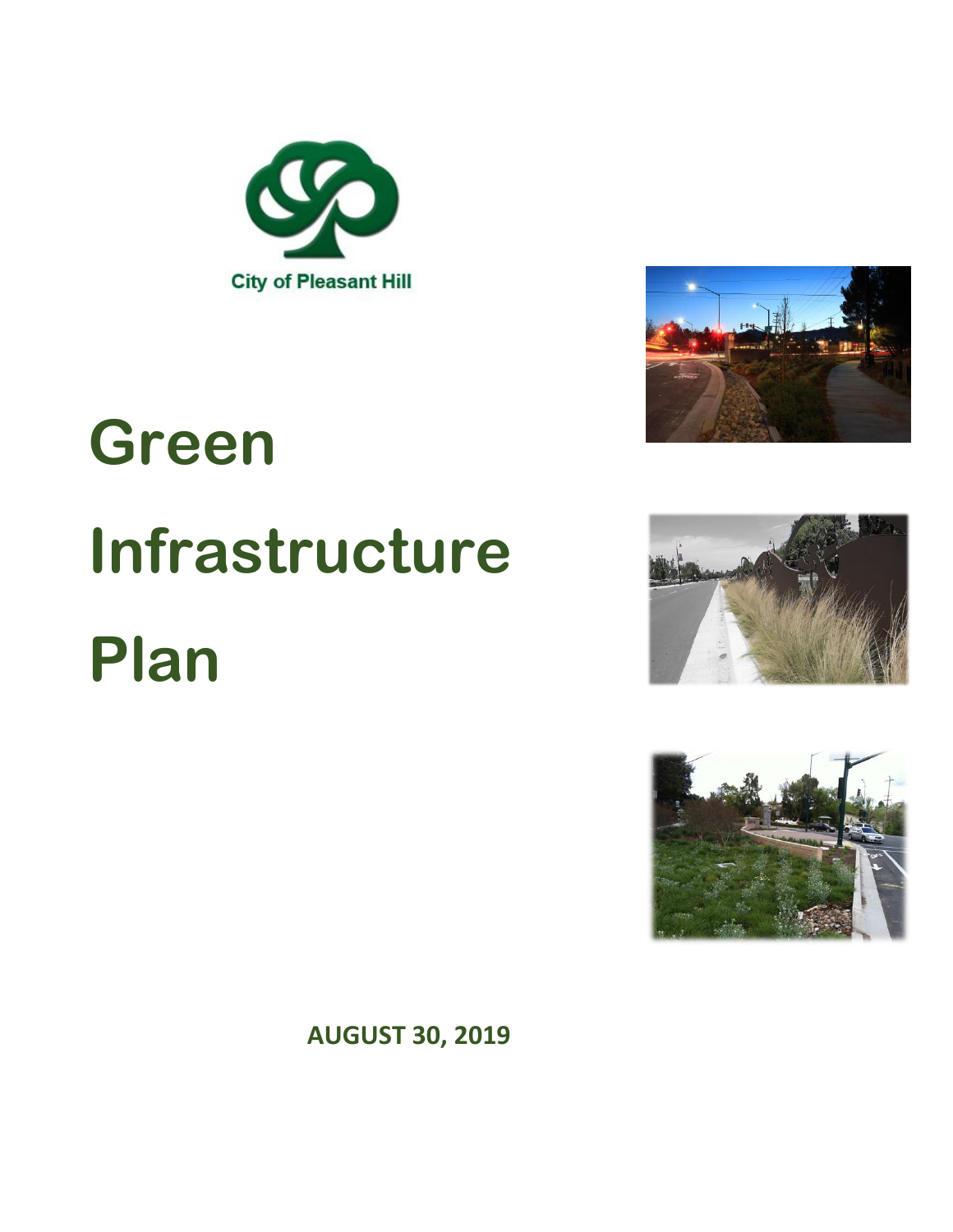City of Pleasant Hill

# Green Infrastructure Plan

**AUGUST 30, 2019**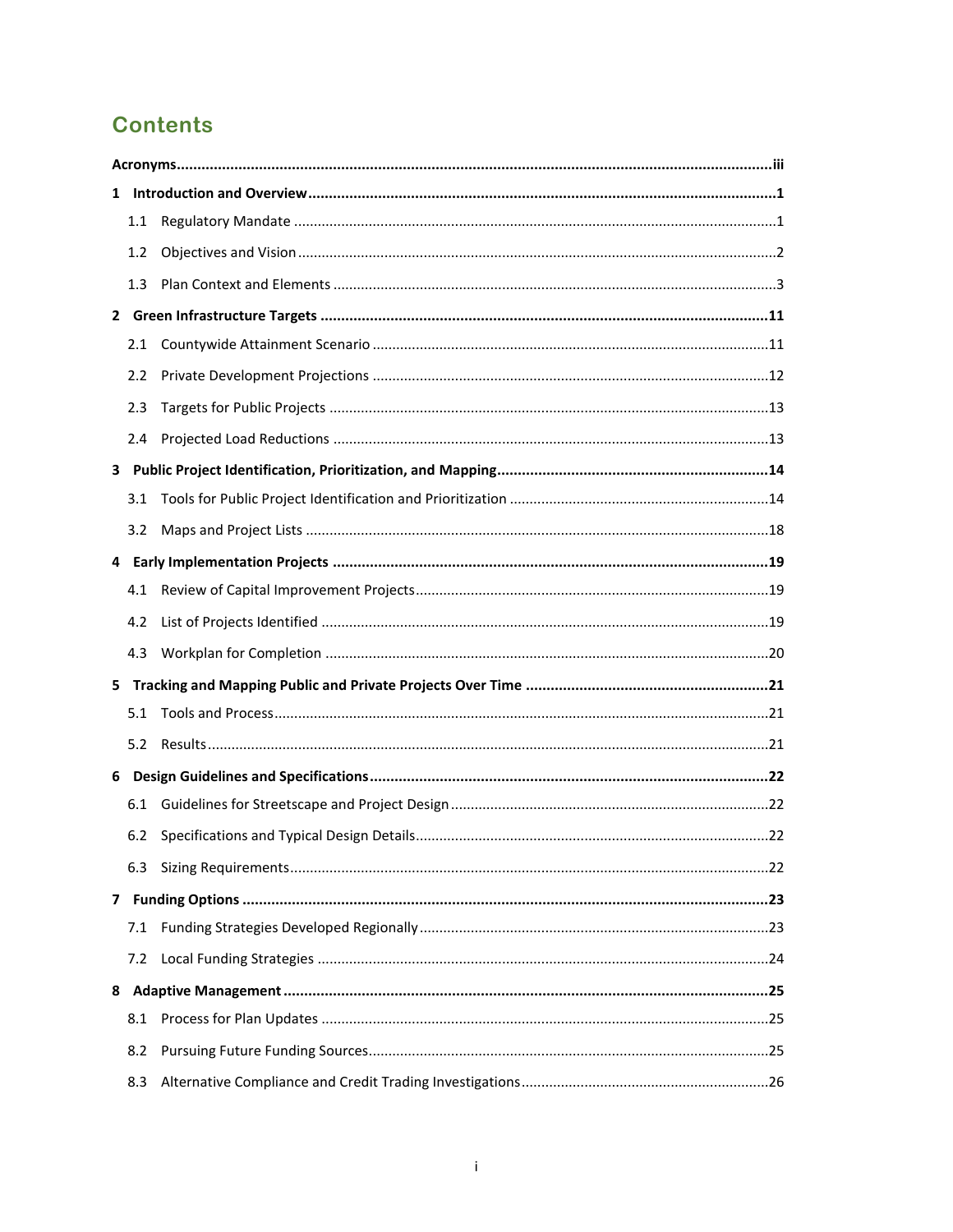# Contents

**Acronyms** ..... **iii**

**1 Introduction and Overview** ..... **1**

- 1.1 Regulatory Mandate ..... 1
- 1.2 Objectives and Vision ..... 2
- 1.3 Plan Context and Elements ..... 3

**2 Green Infrastructure Targets** ..... **11**

- 2.1 Countywide Attainment Scenario ..... 11
- 2.2 Private Development Projections ..... 12
- 2.3 Targets for Public Projects ..... 13
- 2.4 Projected Load Reductions ..... 13

**3 Public Project Identification, Prioritization, and Mapping** ..... **14**

- 3.1 Tools for Public Project Identification and Prioritization ..... 14
- 3.2 Maps and Project Lists ..... 18

**4 Early Implementation Projects** ..... **19**

- 4.1 Review of Capital Improvement Projects ..... 19
- 4.2 List of Projects Identified ..... 19
- 4.3 Workplan for Completion ..... 20

**5 Tracking and Mapping Public and Private Projects Over Time** ..... **21**

- 5.1 Tools and Process ..... 21
- 5.2 Results ..... 21

**6 Design Guidelines and Specifications** ..... **22**

- 6.1 Guidelines for Streetscape and Project Design ..... 22
- 6.2 Specifications and Typical Design Details ..... 22
- 6.3 Sizing Requirements ..... 22

**7 Funding Options** ..... **23**

- 7.1 Funding Strategies Developed Regionally ..... 23
- 7.2 Local Funding Strategies ..... 24

**8 Adaptive Management** ..... **25**

- 8.1 Process for Plan Updates ..... 25
- 8.2 Pursuing Future Funding Sources ..... 25
- 8.3 Alternative Compliance and Credit Trading Investigations ..... 26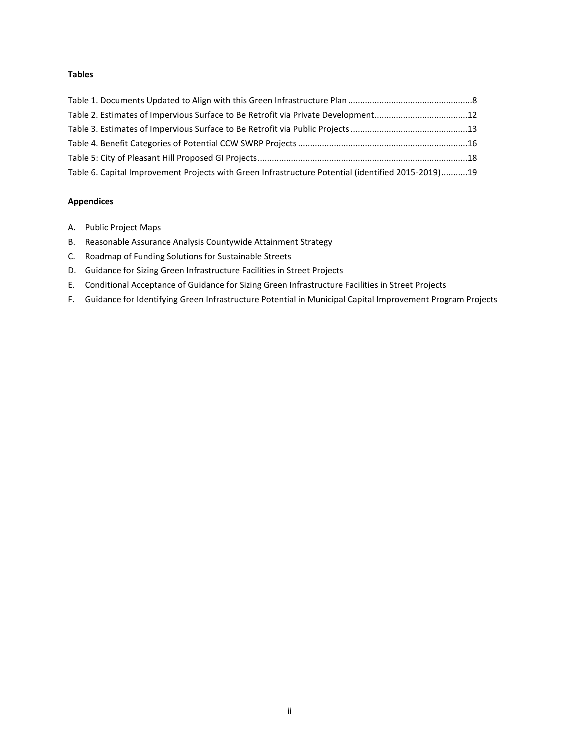**Tables**

Table 1. Documents Updated to Align with this Green Infrastructure Plan ....................................................8
Table 2. Estimates of Impervious Surface to Be Retrofit via Private Development.......................................12
Table 3. Estimates of Impervious Surface to Be Retrofit via Public Projects .................................................13
Table 4. Benefit Categories of Potential CCW SWRP Projects .......................................................................16
Table 5: City of Pleasant Hill Proposed GI Projects........................................................................................18
Table 6. Capital Improvement Projects with Green Infrastructure Potential (identified 2015-2019)...........19

**Appendices**

A. Public Project Maps
B. Reasonable Assurance Analysis Countywide Attainment Strategy
C. Roadmap of Funding Solutions for Sustainable Streets
D. Guidance for Sizing Green Infrastructure Facilities in Street Projects
E. Conditional Acceptance of Guidance for Sizing Green Infrastructure Facilities in Street Projects
F. Guidance for Identifying Green Infrastructure Potential in Municipal Capital Improvement Program Projects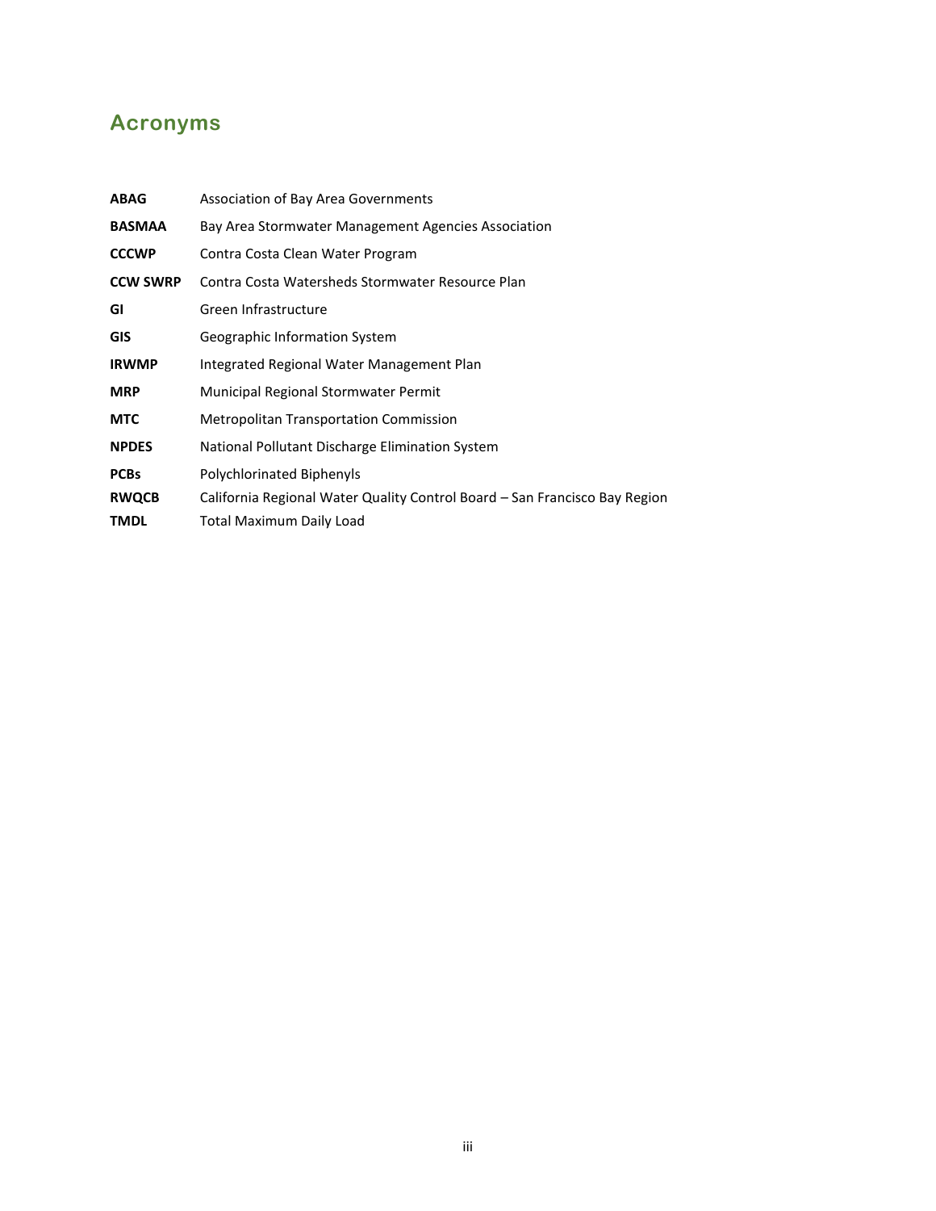# Acronyms

| | |
|---|---|
| **ABAG** | Association of Bay Area Governments |
| **BASMAA** | Bay Area Stormwater Management Agencies Association |
| **CCCWP** | Contra Costa Clean Water Program |
| **CCW SWRP** | Contra Costa Watersheds Stormwater Resource Plan |
| **GI** | Green Infrastructure |
| **GIS** | Geographic Information System |
| **IRWMP** | Integrated Regional Water Management Plan |
| **MRP** | Municipal Regional Stormwater Permit |
| **MTC** | Metropolitan Transportation Commission |
| **NPDES** | National Pollutant Discharge Elimination System |
| **PCBs** | Polychlorinated Biphenyls |
| **RWQCB** | California Regional Water Quality Control Board – San Francisco Bay Region |
| **TMDL** | Total Maximum Daily Load |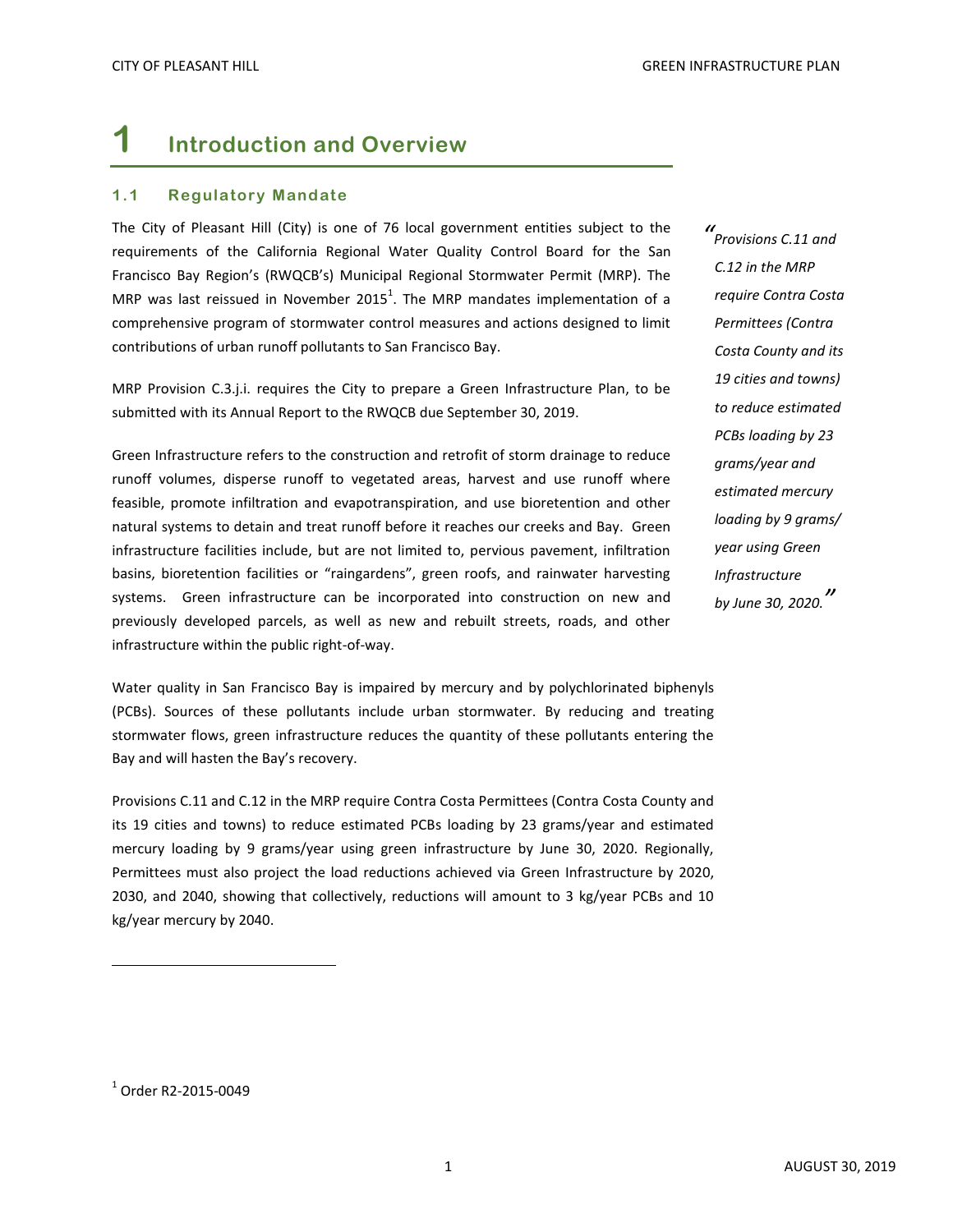# 1 Introduction and Overview

## 1.1 Regulatory Mandate

The City of Pleasant Hill (City) is one of 76 local government entities subject to the requirements of the California Regional Water Quality Control Board for the San Francisco Bay Region's (RWQCB's) Municipal Regional Stormwater Permit (MRP). The MRP was last reissued in November 2015[1]. The MRP mandates implementation of a comprehensive program of stormwater control measures and actions designed to limit contributions of urban runoff pollutants to San Francisco Bay.

MRP Provision C.3.j.i. requires the City to prepare a Green Infrastructure Plan, to be submitted with its Annual Report to the RWQCB due September 30, 2019.

Green Infrastructure refers to the construction and retrofit of storm drainage to reduce runoff volumes, disperse runoff to vegetated areas, harvest and use runoff where feasible, promote infiltration and evapotranspiration, and use bioretention and other natural systems to detain and treat runoff before it reaches our creeks and Bay. Green infrastructure facilities include, but are not limited to, pervious pavement, infiltration basins, bioretention facilities or "raingardens", green roofs, and rainwater harvesting systems. Green infrastructure can be incorporated into construction on new and previously developed parcels, as well as new and rebuilt streets, roads, and other infrastructure within the public right-of-way.

> *"Provisions C.11 and C.12 in the MRP require Contra Costa Permittees (Contra Costa County and its 19 cities and towns) to reduce estimated PCBs loading by 23 grams/year and estimated mercury loading by 9 grams/ year using Green Infrastructure by June 30, 2020."*

Water quality in San Francisco Bay is impaired by mercury and by polychlorinated biphenyls (PCBs). Sources of these pollutants include urban stormwater. By reducing and treating stormwater flows, green infrastructure reduces the quantity of these pollutants entering the Bay and will hasten the Bay's recovery.

Provisions C.11 and C.12 in the MRP require Contra Costa Permittees (Contra Costa County and its 19 cities and towns) to reduce estimated PCBs loading by 23 grams/year and estimated mercury loading by 9 grams/year using green infrastructure by June 30, 2020. Regionally, Permittees must also project the load reductions achieved via Green Infrastructure by 2020, 2030, and 2040, showing that collectively, reductions will amount to 3 kg/year PCBs and 10 kg/year mercury by 2040.

[1] Order R2-2015-0049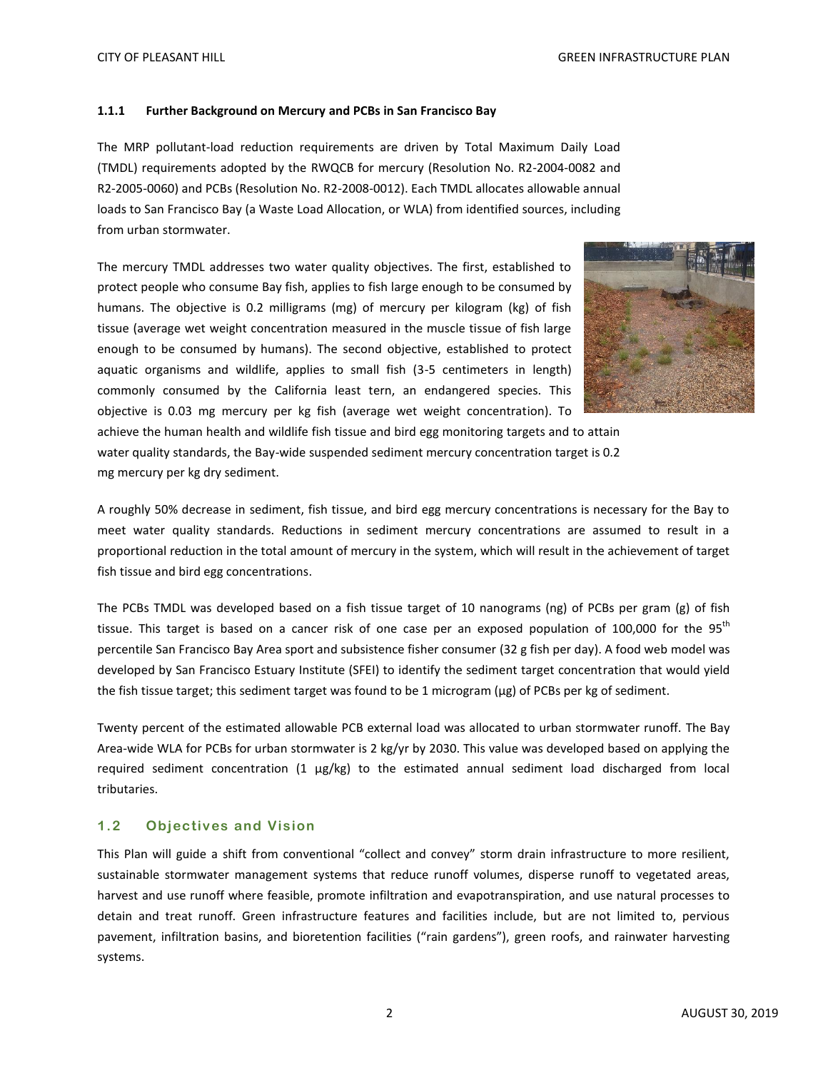### 1.1.1 Further Background on Mercury and PCBs in San Francisco Bay

The MRP pollutant-load reduction requirements are driven by Total Maximum Daily Load (TMDL) requirements adopted by the RWQCB for mercury (Resolution No. R2-2004-0082 and R2-2005-0060) and PCBs (Resolution No. R2-2008-0012). Each TMDL allocates allowable annual loads to San Francisco Bay (a Waste Load Allocation, or WLA) from identified sources, including from urban stormwater.

The mercury TMDL addresses two water quality objectives. The first, established to protect people who consume Bay fish, applies to fish large enough to be consumed by humans. The objective is 0.2 milligrams (mg) of mercury per kilogram (kg) of fish tissue (average wet weight concentration measured in the muscle tissue of fish large enough to be consumed by humans). The second objective, established to protect aquatic organisms and wildlife, applies to small fish (3-5 centimeters in length) commonly consumed by the California least tern, an endangered species. This objective is 0.03 mg mercury per kg fish (average wet weight concentration). To achieve the human health and wildlife fish tissue and bird egg monitoring targets and to attain water quality standards, the Bay-wide suspended sediment mercury concentration target is 0.2 mg mercury per kg dry sediment.

A roughly 50% decrease in sediment, fish tissue, and bird egg mercury concentrations is necessary for the Bay to meet water quality standards. Reductions in sediment mercury concentrations are assumed to result in a proportional reduction in the total amount of mercury in the system, which will result in the achievement of target fish tissue and bird egg concentrations.

The PCBs TMDL was developed based on a fish tissue target of 10 nanograms (ng) of PCBs per gram (g) of fish tissue. This target is based on a cancer risk of one case per an exposed population of 100,000 for the 95th percentile San Francisco Bay Area sport and subsistence fisher consumer (32 g fish per day). A food web model was developed by San Francisco Estuary Institute (SFEI) to identify the sediment target concentration that would yield the fish tissue target; this sediment target was found to be 1 microgram (µg) of PCBs per kg of sediment.

Twenty percent of the estimated allowable PCB external load was allocated to urban stormwater runoff. The Bay Area-wide WLA for PCBs for urban stormwater is 2 kg/yr by 2030. This value was developed based on applying the required sediment concentration (1 µg/kg) to the estimated annual sediment load discharged from local tributaries.

## 1.2 Objectives and Vision

This Plan will guide a shift from conventional "collect and convey" storm drain infrastructure to more resilient, sustainable stormwater management systems that reduce runoff volumes, disperse runoff to vegetated areas, harvest and use runoff where feasible, promote infiltration and evapotranspiration, and use natural processes to detain and treat runoff. Green infrastructure features and facilities include, but are not limited to, pervious pavement, infiltration basins, and bioretention facilities ("rain gardens"), green roofs, and rainwater harvesting systems.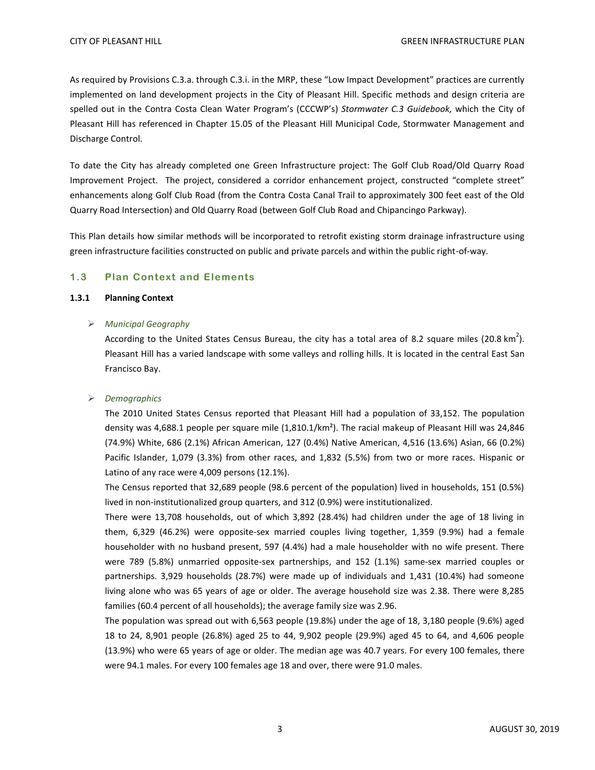As required by Provisions C.3.a. through C.3.i. in the MRP, these "Low Impact Development" practices are currently implemented on land development projects in the City of Pleasant Hill. Specific methods and design criteria are spelled out in the Contra Costa Clean Water Program's (CCCWP's) *Stormwater C.3 Guidebook,* which the City of Pleasant Hill has referenced in Chapter 15.05 of the Pleasant Hill Municipal Code, Stormwater Management and Discharge Control.

To date the City has already completed one Green Infrastructure project: The Golf Club Road/Old Quarry Road Improvement Project. The project, considered a corridor enhancement project, constructed "complete street" enhancements along Golf Club Road (from the Contra Costa Canal Trail to approximately 300 feet east of the Old Quarry Road Intersection) and Old Quarry Road (between Golf Club Road and Chipancingo Parkway).

This Plan details how similar methods will be incorporated to retrofit existing storm drainage infrastructure using green infrastructure facilities constructed on public and private parcels and within the public right-of-way.

## 1.3 Plan Context and Elements

### 1.3.1 Planning Context

- *Municipal Geography*

  According to the United States Census Bureau, the city has a total area of 8.2 square miles (20.8 $km^2$). Pleasant Hill has a varied landscape with some valleys and rolling hills. It is located in the central East San Francisco Bay.

- *Demographics*

  The 2010 United States Census reported that Pleasant Hill had a population of 33,152. The population density was 4,688.1 people per square mile (1,810.1/$km^2$). The racial makeup of Pleasant Hill was 24,846 (74.9%) White, 686 (2.1%) African American, 127 (0.4%) Native American, 4,516 (13.6%) Asian, 66 (0.2%) Pacific Islander, 1,079 (3.3%) from other races, and 1,832 (5.5%) from two or more races. Hispanic or Latino of any race were 4,009 persons (12.1%).

  The Census reported that 32,689 people (98.6 percent of the population) lived in households, 151 (0.5%) lived in non-institutionalized group quarters, and 312 (0.9%) were institutionalized.

  There were 13,708 households, out of which 3,892 (28.4%) had children under the age of 18 living in them, 6,329 (46.2%) were opposite-sex married couples living together, 1,359 (9.9%) had a female householder with no husband present, 597 (4.4%) had a male householder with no wife present. There were 789 (5.8%) unmarried opposite-sex partnerships, and 152 (1.1%) same-sex married couples or partnerships. 3,929 households (28.7%) were made up of individuals and 1,431 (10.4%) had someone living alone who was 65 years of age or older. The average household size was 2.38. There were 8,285 families (60.4 percent of all households); the average family size was 2.96.

  The population was spread out with 6,563 people (19.8%) under the age of 18, 3,180 people (9.6%) aged 18 to 24, 8,901 people (26.8%) aged 25 to 44, 9,902 people (29.9%) aged 45 to 64, and 4,606 people (13.9%) who were 65 years of age or older. The median age was 40.7 years. For every 100 females, there were 94.1 males. For every 100 females age 18 and over, there were 91.0 males.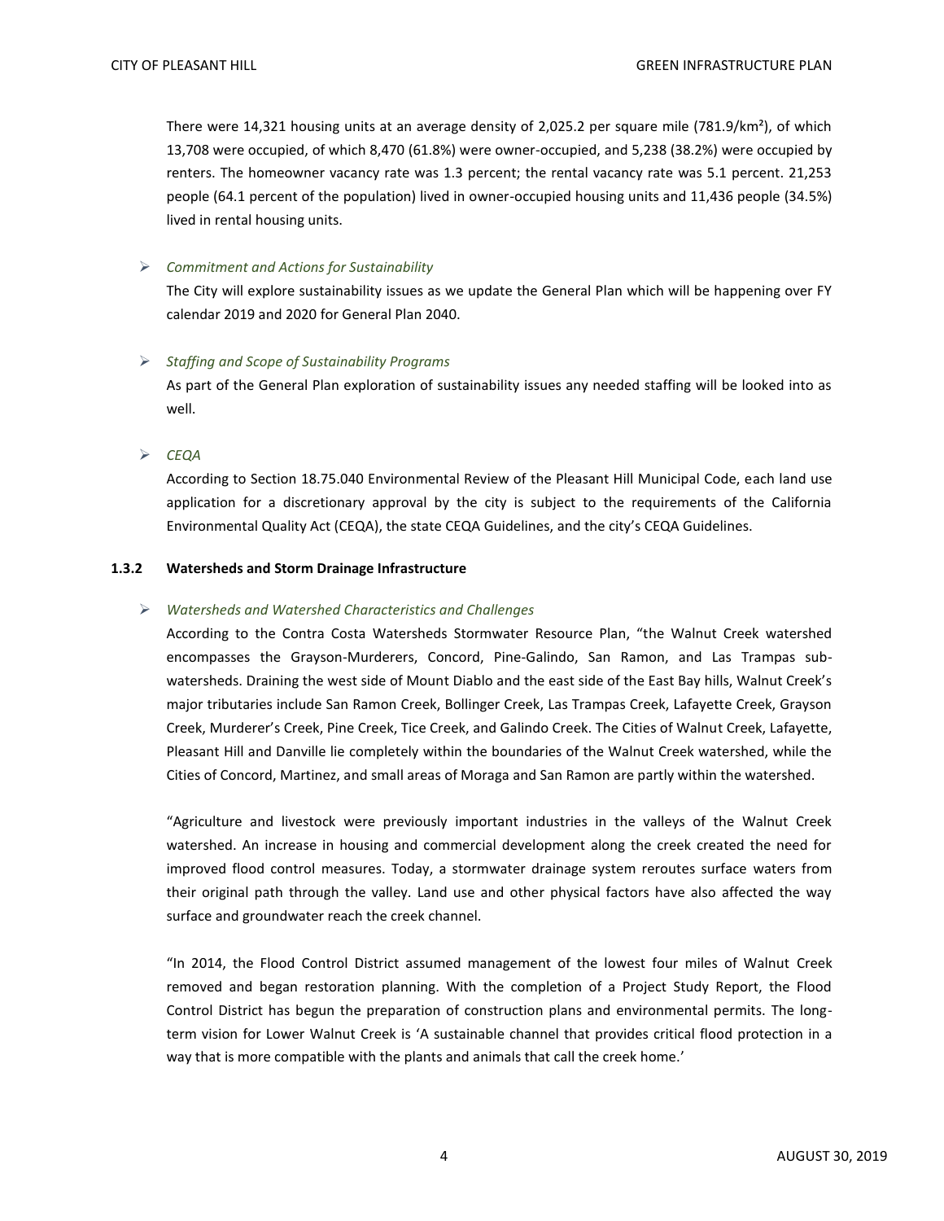There were 14,321 housing units at an average density of 2,025.2 per square mile (781.9/km²), of which 13,708 were occupied, of which 8,470 (61.8%) were owner-occupied, and 5,238 (38.2%) were occupied by renters. The homeowner vacancy rate was 1.3 percent; the rental vacancy rate was 5.1 percent. 21,253 people (64.1 percent of the population) lived in owner-occupied housing units and 11,436 people (34.5%) lived in rental housing units.

- *Commitment and Actions for Sustainability*

  The City will explore sustainability issues as we update the General Plan which will be happening over FY calendar 2019 and 2020 for General Plan 2040.

- *Staffing and Scope of Sustainability Programs*

  As part of the General Plan exploration of sustainability issues any needed staffing will be looked into as well.

- *CEQA*

  According to Section 18.75.040 Environmental Review of the Pleasant Hill Municipal Code, each land use application for a discretionary approval by the city is subject to the requirements of the California Environmental Quality Act (CEQA), the state CEQA Guidelines, and the city's CEQA Guidelines.

### 1.3.2 Watersheds and Storm Drainage Infrastructure

- *Watersheds and Watershed Characteristics and Challenges*

  According to the Contra Costa Watersheds Stormwater Resource Plan, "the Walnut Creek watershed encompasses the Grayson-Murderers, Concord, Pine-Galindo, San Ramon, and Las Trampas sub-watersheds. Draining the west side of Mount Diablo and the east side of the East Bay hills, Walnut Creek's major tributaries include San Ramon Creek, Bollinger Creek, Las Trampas Creek, Lafayette Creek, Grayson Creek, Murderer's Creek, Pine Creek, Tice Creek, and Galindo Creek. The Cities of Walnut Creek, Lafayette, Pleasant Hill and Danville lie completely within the boundaries of the Walnut Creek watershed, while the Cities of Concord, Martinez, and small areas of Moraga and San Ramon are partly within the watershed.

  "Agriculture and livestock were previously important industries in the valleys of the Walnut Creek watershed. An increase in housing and commercial development along the creek created the need for improved flood control measures. Today, a stormwater drainage system reroutes surface waters from their original path through the valley. Land use and other physical factors have also affected the way surface and groundwater reach the creek channel.

  "In 2014, the Flood Control District assumed management of the lowest four miles of Walnut Creek removed and began restoration planning. With the completion of a Project Study Report, the Flood Control District has begun the preparation of construction plans and environmental permits. The long-term vision for Lower Walnut Creek is 'A sustainable channel that provides critical flood protection in a way that is more compatible with the plants and animals that call the creek home.'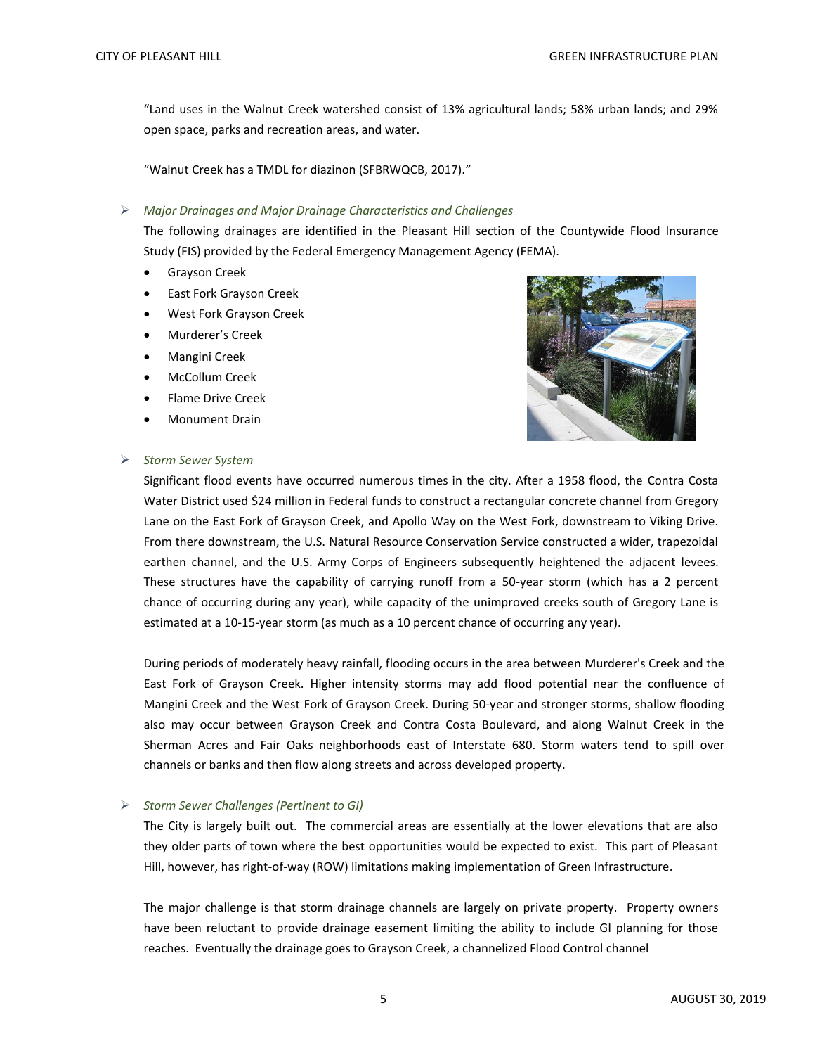"Land uses in the Walnut Creek watershed consist of 13% agricultural lands; 58% urban lands; and 29% open space, parks and recreation areas, and water.

"Walnut Creek has a TMDL for diazinon (SFBRWQCB, 2017)."

- *Major Drainages and Major Drainage Characteristics and Challenges*

  The following drainages are identified in the Pleasant Hill section of the Countywide Flood Insurance Study (FIS) provided by the Federal Emergency Management Agency (FEMA).

  - Grayson Creek
  - East Fork Grayson Creek
  - West Fork Grayson Creek
  - Murderer's Creek
  - Mangini Creek
  - McCollum Creek
  - Flame Drive Creek
  - Monument Drain

- *Storm Sewer System*

  Significant flood events have occurred numerous times in the city. After a 1958 flood, the Contra Costa Water District used $24 million in Federal funds to construct a rectangular concrete channel from Gregory Lane on the East Fork of Grayson Creek, and Apollo Way on the West Fork, downstream to Viking Drive. From there downstream, the U.S. Natural Resource Conservation Service constructed a wider, trapezoidal earthen channel, and the U.S. Army Corps of Engineers subsequently heightened the adjacent levees. These structures have the capability of carrying runoff from a 50-year storm (which has a 2 percent chance of occurring during any year), while capacity of the unimproved creeks south of Gregory Lane is estimated at a 10-15-year storm (as much as a 10 percent chance of occurring any year).

  During periods of moderately heavy rainfall, flooding occurs in the area between Murderer's Creek and the East Fork of Grayson Creek. Higher intensity storms may add flood potential near the confluence of Mangini Creek and the West Fork of Grayson Creek. During 50-year and stronger storms, shallow flooding also may occur between Grayson Creek and Contra Costa Boulevard, and along Walnut Creek in the Sherman Acres and Fair Oaks neighborhoods east of Interstate 680. Storm waters tend to spill over channels or banks and then flow along streets and across developed property.

- *Storm Sewer Challenges (Pertinent to GI)*

  The City is largely built out. The commercial areas are essentially at the lower elevations that are also they older parts of town where the best opportunities would be expected to exist. This part of Pleasant Hill, however, has right-of-way (ROW) limitations making implementation of Green Infrastructure.

  The major challenge is that storm drainage channels are largely on private property. Property owners have been reluctant to provide drainage easement limiting the ability to include GI planning for those reaches. Eventually the drainage goes to Grayson Creek, a channelized Flood Control channel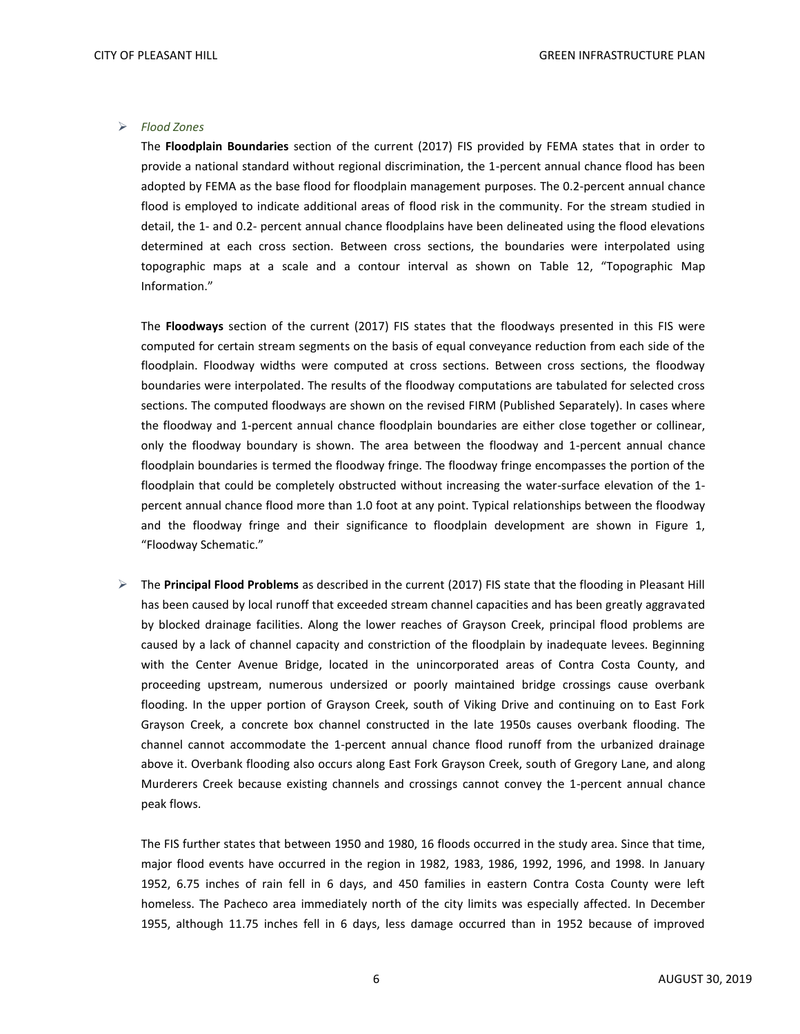- *Flood Zones*

  The **Floodplain Boundaries** section of the current (2017) FIS provided by FEMA states that in order to provide a national standard without regional discrimination, the 1-percent annual chance flood has been adopted by FEMA as the base flood for floodplain management purposes. The 0.2-percent annual chance flood is employed to indicate additional areas of flood risk in the community. For the stream studied in detail, the 1- and 0.2- percent annual chance floodplains have been delineated using the flood elevations determined at each cross section. Between cross sections, the boundaries were interpolated using topographic maps at a scale and a contour interval as shown on Table 12, "Topographic Map Information."

  The **Floodways** section of the current (2017) FIS states that the floodways presented in this FIS were computed for certain stream segments on the basis of equal conveyance reduction from each side of the floodplain. Floodway widths were computed at cross sections. Between cross sections, the floodway boundaries were interpolated. The results of the floodway computations are tabulated for selected cross sections. The computed floodways are shown on the revised FIRM (Published Separately). In cases where the floodway and 1-percent annual chance floodplain boundaries are either close together or collinear, only the floodway boundary is shown. The area between the floodway and 1-percent annual chance floodplain boundaries is termed the floodway fringe. The floodway fringe encompasses the portion of the floodplain that could be completely obstructed without increasing the water-surface elevation of the 1-percent annual chance flood more than 1.0 foot at any point. Typical relationships between the floodway and the floodway fringe and their significance to floodplain development are shown in Figure 1, "Floodway Schematic."

- The **Principal Flood Problems** as described in the current (2017) FIS state that the flooding in Pleasant Hill has been caused by local runoff that exceeded stream channel capacities and has been greatly aggravated by blocked drainage facilities. Along the lower reaches of Grayson Creek, principal flood problems are caused by a lack of channel capacity and constriction of the floodplain by inadequate levees. Beginning with the Center Avenue Bridge, located in the unincorporated areas of Contra Costa County, and proceeding upstream, numerous undersized or poorly maintained bridge crossings cause overbank flooding. In the upper portion of Grayson Creek, south of Viking Drive and continuing on to East Fork Grayson Creek, a concrete box channel constructed in the late 1950s causes overbank flooding. The channel cannot accommodate the 1-percent annual chance flood runoff from the urbanized drainage above it. Overbank flooding also occurs along East Fork Grayson Creek, south of Gregory Lane, and along Murderers Creek because existing channels and crossings cannot convey the 1-percent annual chance peak flows.

  The FIS further states that between 1950 and 1980, 16 floods occurred in the study area. Since that time, major flood events have occurred in the region in 1982, 1983, 1986, 1992, 1996, and 1998. In January 1952, 6.75 inches of rain fell in 6 days, and 450 families in eastern Contra Costa County were left homeless. The Pacheco area immediately north of the city limits was especially affected. In December 1955, although 11.75 inches fell in 6 days, less damage occurred than in 1952 because of improved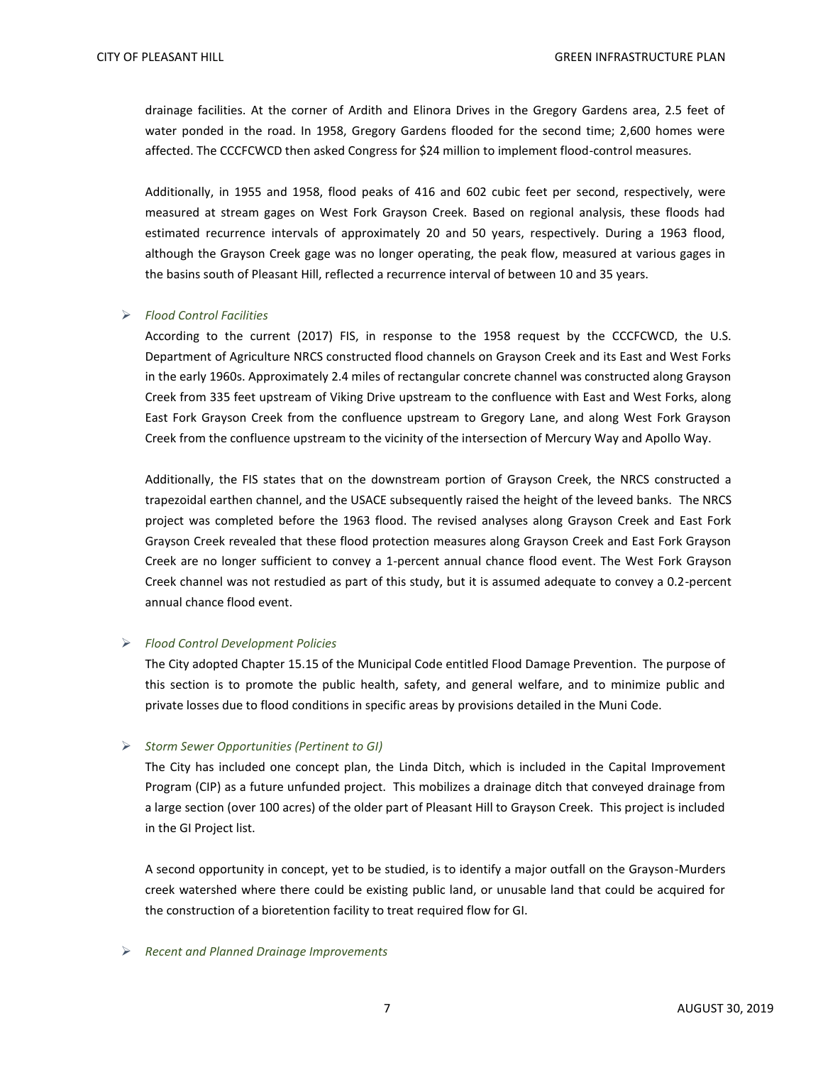drainage facilities. At the corner of Ardith and Elinora Drives in the Gregory Gardens area, 2.5 feet of water ponded in the road. In 1958, Gregory Gardens flooded for the second time; 2,600 homes were affected. The CCCFCWCD then asked Congress for $24 million to implement flood-control measures.

Additionally, in 1955 and 1958, flood peaks of 416 and 602 cubic feet per second, respectively, were measured at stream gages on West Fork Grayson Creek. Based on regional analysis, these floods had estimated recurrence intervals of approximately 20 and 50 years, respectively. During a 1963 flood, although the Grayson Creek gage was no longer operating, the peak flow, measured at various gages in the basins south of Pleasant Hill, reflected a recurrence interval of between 10 and 35 years.

- *Flood Control Facilities*

  According to the current (2017) FIS, in response to the 1958 request by the CCCFCWCD, the U.S. Department of Agriculture NRCS constructed flood channels on Grayson Creek and its East and West Forks in the early 1960s. Approximately 2.4 miles of rectangular concrete channel was constructed along Grayson Creek from 335 feet upstream of Viking Drive upstream to the confluence with East and West Forks, along East Fork Grayson Creek from the confluence upstream to Gregory Lane, and along West Fork Grayson Creek from the confluence upstream to the vicinity of the intersection of Mercury Way and Apollo Way.

  Additionally, the FIS states that on the downstream portion of Grayson Creek, the NRCS constructed a trapezoidal earthen channel, and the USACE subsequently raised the height of the leveed banks. The NRCS project was completed before the 1963 flood. The revised analyses along Grayson Creek and East Fork Grayson Creek revealed that these flood protection measures along Grayson Creek and East Fork Grayson Creek are no longer sufficient to convey a 1-percent annual chance flood event. The West Fork Grayson Creek channel was not restudied as part of this study, but it is assumed adequate to convey a 0.2-percent annual chance flood event.

- *Flood Control Development Policies*

  The City adopted Chapter 15.15 of the Municipal Code entitled Flood Damage Prevention. The purpose of this section is to promote the public health, safety, and general welfare, and to minimize public and private losses due to flood conditions in specific areas by provisions detailed in the Muni Code.

- *Storm Sewer Opportunities (Pertinent to GI)*

  The City has included one concept plan, the Linda Ditch, which is included in the Capital Improvement Program (CIP) as a future unfunded project. This mobilizes a drainage ditch that conveyed drainage from a large section (over 100 acres) of the older part of Pleasant Hill to Grayson Creek. This project is included in the GI Project list.

  A second opportunity in concept, yet to be studied, is to identify a major outfall on the Grayson-Murders creek watershed where there could be existing public land, or unusable land that could be acquired for the construction of a bioretention facility to treat required flow for GI.

- *Recent and Planned Drainage Improvements*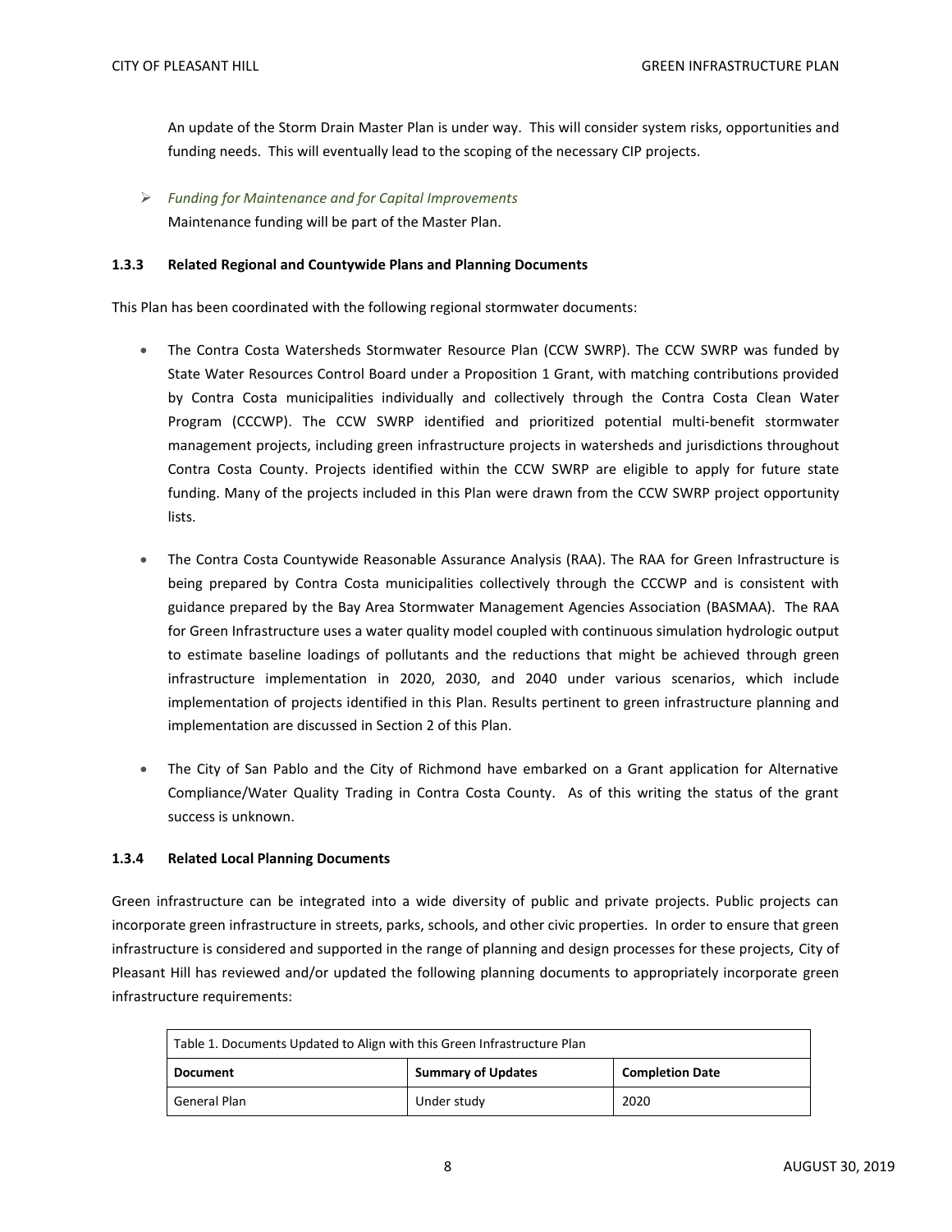An update of the Storm Drain Master Plan is under way. This will consider system risks, opportunities and funding needs. This will eventually lead to the scoping of the necessary CIP projects.

- *Funding for Maintenance and for Capital Improvements*
  Maintenance funding will be part of the Master Plan.

#### 1.3.3 Related Regional and Countywide Plans and Planning Documents

This Plan has been coordinated with the following regional stormwater documents:

- The Contra Costa Watersheds Stormwater Resource Plan (CCW SWRP). The CCW SWRP was funded by State Water Resources Control Board under a Proposition 1 Grant, with matching contributions provided by Contra Costa municipalities individually and collectively through the Contra Costa Clean Water Program (CCCWP). The CCW SWRP identified and prioritized potential multi-benefit stormwater management projects, including green infrastructure projects in watersheds and jurisdictions throughout Contra Costa County. Projects identified within the CCW SWRP are eligible to apply for future state funding. Many of the projects included in this Plan were drawn from the CCW SWRP project opportunity lists.

- The Contra Costa Countywide Reasonable Assurance Analysis (RAA). The RAA for Green Infrastructure is being prepared by Contra Costa municipalities collectively through the CCCWP and is consistent with guidance prepared by the Bay Area Stormwater Management Agencies Association (BASMAA). The RAA for Green Infrastructure uses a water quality model coupled with continuous simulation hydrologic output to estimate baseline loadings of pollutants and the reductions that might be achieved through green infrastructure implementation in 2020, 2030, and 2040 under various scenarios, which include implementation of projects identified in this Plan. Results pertinent to green infrastructure planning and implementation are discussed in Section 2 of this Plan.

- The City of San Pablo and the City of Richmond have embarked on a Grant application for Alternative Compliance/Water Quality Trading in Contra Costa County. As of this writing the status of the grant success is unknown.

#### 1.3.4 Related Local Planning Documents

Green infrastructure can be integrated into a wide diversity of public and private projects. Public projects can incorporate green infrastructure in streets, parks, schools, and other civic properties. In order to ensure that green infrastructure is considered and supported in the range of planning and design processes for these projects, City of Pleasant Hill has reviewed and/or updated the following planning documents to appropriately incorporate green infrastructure requirements:

Table 1. Documents Updated to Align with this Green Infrastructure Plan

| Document | Summary of Updates | Completion Date |
|---|---|---|
| General Plan | Under study | 2020 |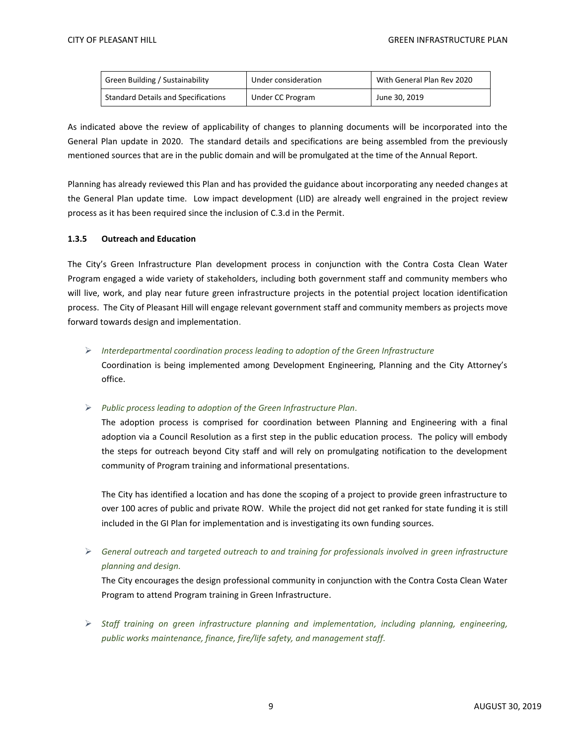| Green Building / Sustainability | Under consideration | With General Plan Rev 2020 |
|---|---|---|
| Standard Details and Specifications | Under CC Program | June 30, 2019 |

As indicated above the review of applicability of changes to planning documents will be incorporated into the General Plan update in 2020. The standard details and specifications are being assembled from the previously mentioned sources that are in the public domain and will be promulgated at the time of the Annual Report.

Planning has already reviewed this Plan and has provided the guidance about incorporating any needed changes at the General Plan update time. Low impact development (LID) are already well engrained in the project review process as it has been required since the inclusion of C.3.d in the Permit.

#### 1.3.5 Outreach and Education

The City's Green Infrastructure Plan development process in conjunction with the Contra Costa Clean Water Program engaged a wide variety of stakeholders, including both government staff and community members who will live, work, and play near future green infrastructure projects in the potential project location identification process. The City of Pleasant Hill will engage relevant government staff and community members as projects move forward towards design and implementation.

- *Interdepartmental coordination process leading to adoption of the Green Infrastructure*

  Coordination is being implemented among Development Engineering, Planning and the City Attorney's office.

- *Public process leading to adoption of the Green Infrastructure Plan.*

  The adoption process is comprised for coordination between Planning and Engineering with a final adoption via a Council Resolution as a first step in the public education process. The policy will embody the steps for outreach beyond City staff and will rely on promulgating notification to the development community of Program training and informational presentations.

  The City has identified a location and has done the scoping of a project to provide green infrastructure to over 100 acres of public and private ROW. While the project did not get ranked for state funding it is still included in the GI Plan for implementation and is investigating its own funding sources.

- *General outreach and targeted outreach to and training for professionals involved in green infrastructure planning and design.*

  The City encourages the design professional community in conjunction with the Contra Costa Clean Water Program to attend Program training in Green Infrastructure.

- *Staff training on green infrastructure planning and implementation, including planning, engineering, public works maintenance, finance, fire/life safety, and management staff.*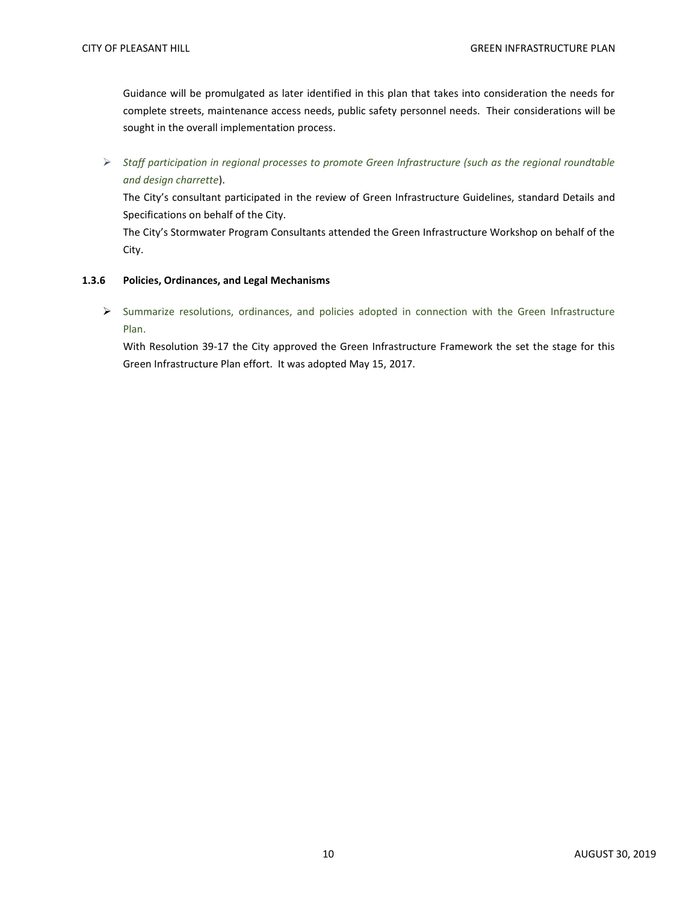Guidance will be promulgated as later identified in this plan that takes into consideration the needs for complete streets, maintenance access needs, public safety personnel needs. Their considerations will be sought in the overall implementation process.

- *Staff participation in regional processes to promote Green Infrastructure (such as the regional roundtable and design charrette*).

  The City's consultant participated in the review of Green Infrastructure Guidelines, standard Details and Specifications on behalf of the City.

  The City's Stormwater Program Consultants attended the Green Infrastructure Workshop on behalf of the City.

### 1.3.6 Policies, Ordinances, and Legal Mechanisms

- Summarize resolutions, ordinances, and policies adopted in connection with the Green Infrastructure Plan.

  With Resolution 39-17 the City approved the Green Infrastructure Framework the set the stage for this Green Infrastructure Plan effort. It was adopted May 15, 2017.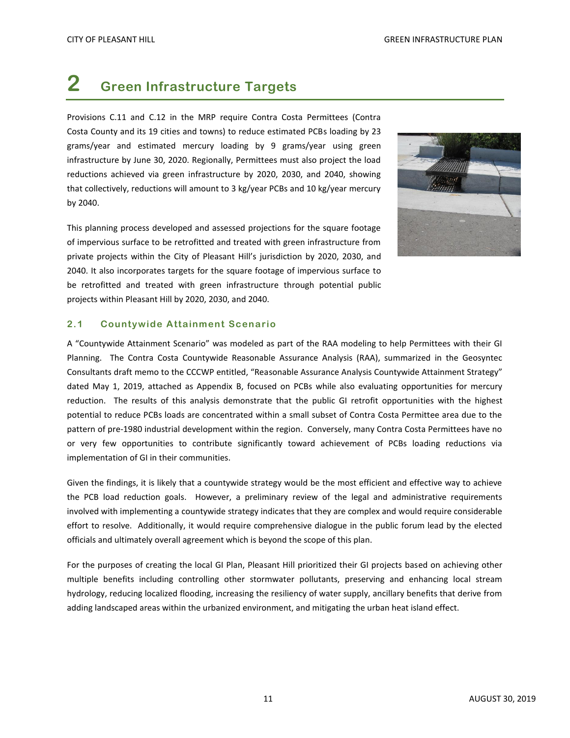# 2 Green Infrastructure Targets

Provisions C.11 and C.12 in the MRP require Contra Costa Permittees (Contra Costa County and its 19 cities and towns) to reduce estimated PCBs loading by 23 grams/year and estimated mercury loading by 9 grams/year using green infrastructure by June 30, 2020. Regionally, Permittees must also project the load reductions achieved via green infrastructure by 2020, 2030, and 2040, showing that collectively, reductions will amount to 3 kg/year PCBs and 10 kg/year mercury by 2040.

This planning process developed and assessed projections for the square footage of impervious surface to be retrofitted and treated with green infrastructure from private projects within the City of Pleasant Hill's jurisdiction by 2020, 2030, and 2040. It also incorporates targets for the square footage of impervious surface to be retrofitted and treated with green infrastructure through potential public projects within Pleasant Hill by 2020, 2030, and 2040.

## 2.1 Countywide Attainment Scenario

A "Countywide Attainment Scenario" was modeled as part of the RAA modeling to help Permittees with their GI Planning. The Contra Costa Countywide Reasonable Assurance Analysis (RAA), summarized in the Geosyntec Consultants draft memo to the CCCWP entitled, "Reasonable Assurance Analysis Countywide Attainment Strategy" dated May 1, 2019, attached as Appendix B, focused on PCBs while also evaluating opportunities for mercury reduction. The results of this analysis demonstrate that the public GI retrofit opportunities with the highest potential to reduce PCBs loads are concentrated within a small subset of Contra Costa Permittee area due to the pattern of pre-1980 industrial development within the region. Conversely, many Contra Costa Permittees have no or very few opportunities to contribute significantly toward achievement of PCBs loading reductions via implementation of GI in their communities.

Given the findings, it is likely that a countywide strategy would be the most efficient and effective way to achieve the PCB load reduction goals. However, a preliminary review of the legal and administrative requirements involved with implementing a countywide strategy indicates that they are complex and would require considerable effort to resolve. Additionally, it would require comprehensive dialogue in the public forum lead by the elected officials and ultimately overall agreement which is beyond the scope of this plan.

For the purposes of creating the local GI Plan, Pleasant Hill prioritized their GI projects based on achieving other multiple benefits including controlling other stormwater pollutants, preserving and enhancing local stream hydrology, reducing localized flooding, increasing the resiliency of water supply, ancillary benefits that derive from adding landscaped areas within the urbanized environment, and mitigating the urban heat island effect.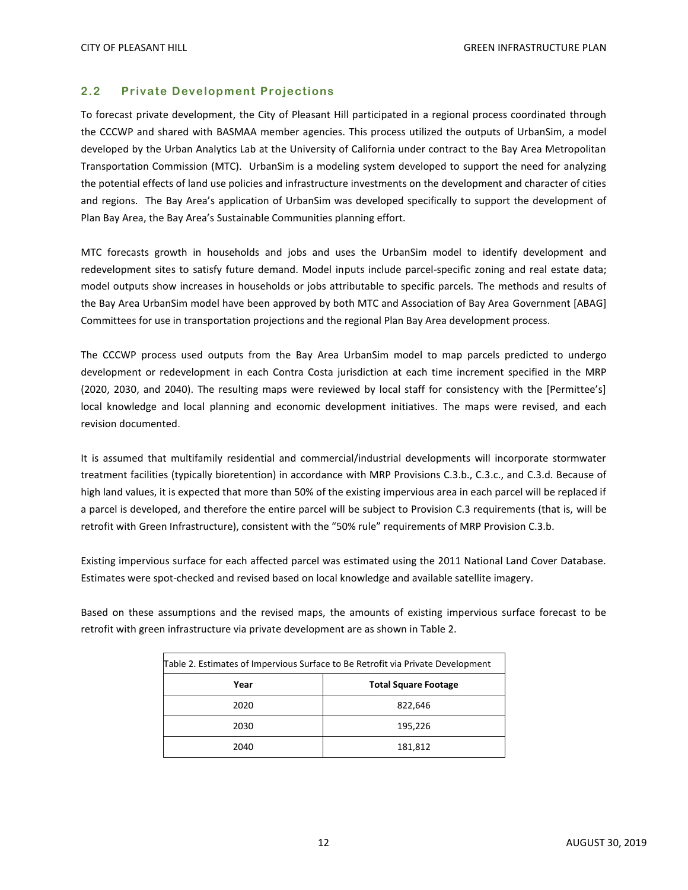## 2.2 Private Development Projections

To forecast private development, the City of Pleasant Hill participated in a regional process coordinated through the CCCWP and shared with BASMAA member agencies. This process utilized the outputs of UrbanSim, a model developed by the Urban Analytics Lab at the University of California under contract to the Bay Area Metropolitan Transportation Commission (MTC). UrbanSim is a modeling system developed to support the need for analyzing the potential effects of land use policies and infrastructure investments on the development and character of cities and regions. The Bay Area's application of UrbanSim was developed specifically to support the development of Plan Bay Area, the Bay Area's Sustainable Communities planning effort.

MTC forecasts growth in households and jobs and uses the UrbanSim model to identify development and redevelopment sites to satisfy future demand. Model inputs include parcel-specific zoning and real estate data; model outputs show increases in households or jobs attributable to specific parcels. The methods and results of the Bay Area UrbanSim model have been approved by both MTC and Association of Bay Area Government [ABAG] Committees for use in transportation projections and the regional Plan Bay Area development process.

The CCCWP process used outputs from the Bay Area UrbanSim model to map parcels predicted to undergo development or redevelopment in each Contra Costa jurisdiction at each time increment specified in the MRP (2020, 2030, and 2040). The resulting maps were reviewed by local staff for consistency with the [Permittee's] local knowledge and local planning and economic development initiatives. The maps were revised, and each revision documented.

It is assumed that multifamily residential and commercial/industrial developments will incorporate stormwater treatment facilities (typically bioretention) in accordance with MRP Provisions C.3.b., C.3.c., and C.3.d. Because of high land values, it is expected that more than 50% of the existing impervious area in each parcel will be replaced if a parcel is developed, and therefore the entire parcel will be subject to Provision C.3 requirements (that is, will be retrofit with Green Infrastructure), consistent with the "50% rule" requirements of MRP Provision C.3.b.

Existing impervious surface for each affected parcel was estimated using the 2011 National Land Cover Database. Estimates were spot-checked and revised based on local knowledge and available satellite imagery.

Based on these assumptions and the revised maps, the amounts of existing impervious surface forecast to be retrofit with green infrastructure via private development are as shown in Table 2.

Table 2. Estimates of Impervious Surface to Be Retrofit via Private Development

| Year | Total Square Footage |
|---|---|
| 2020 | 822,646 |
| 2030 | 195,226 |
| 2040 | 181,812 |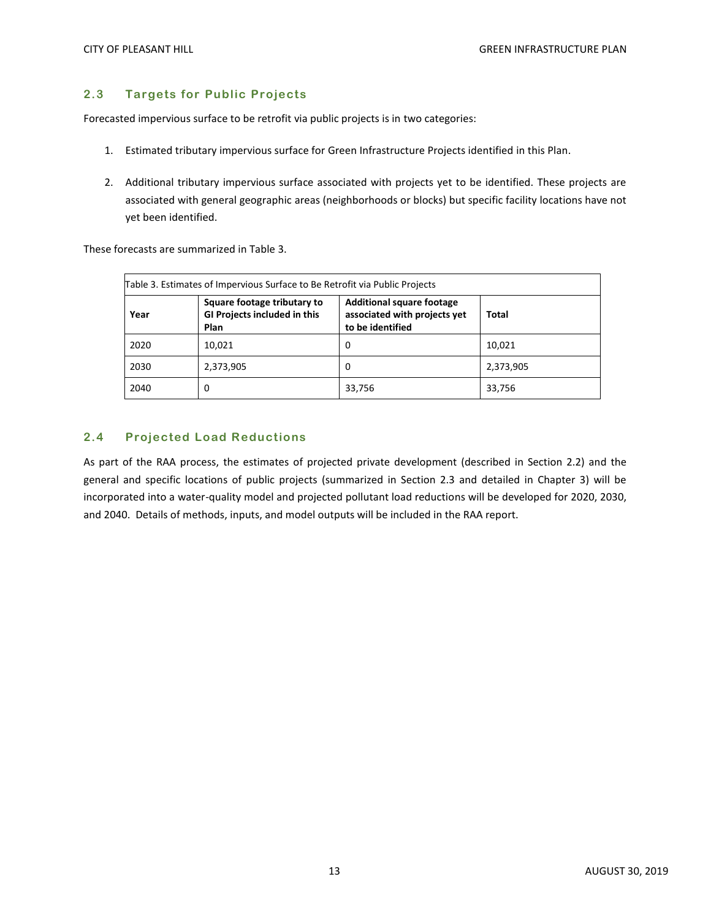## 2.3 Targets for Public Projects

Forecasted impervious surface to be retrofit via public projects is in two categories:

1. Estimated tributary impervious surface for Green Infrastructure Projects identified in this Plan.

2. Additional tributary impervious surface associated with projects yet to be identified. These projects are associated with general geographic areas (neighborhoods or blocks) but specific facility locations have not yet been identified.

These forecasts are summarized in Table 3.

Table 3. Estimates of Impervious Surface to Be Retrofit via Public Projects

| Year | Square footage tributary to GI Projects included in this Plan | Additional square footage associated with projects yet to be identified | Total |
|---|---|---|---|
| 2020 | 10,021 | 0 | 10,021 |
| 2030 | 2,373,905 | 0 | 2,373,905 |
| 2040 | 0 | 33,756 | 33,756 |

## 2.4 Projected Load Reductions

As part of the RAA process, the estimates of projected private development (described in Section 2.2) and the general and specific locations of public projects (summarized in Section 2.3 and detailed in Chapter 3) will be incorporated into a water-quality model and projected pollutant load reductions will be developed for 2020, 2030, and 2040. Details of methods, inputs, and model outputs will be included in the RAA report.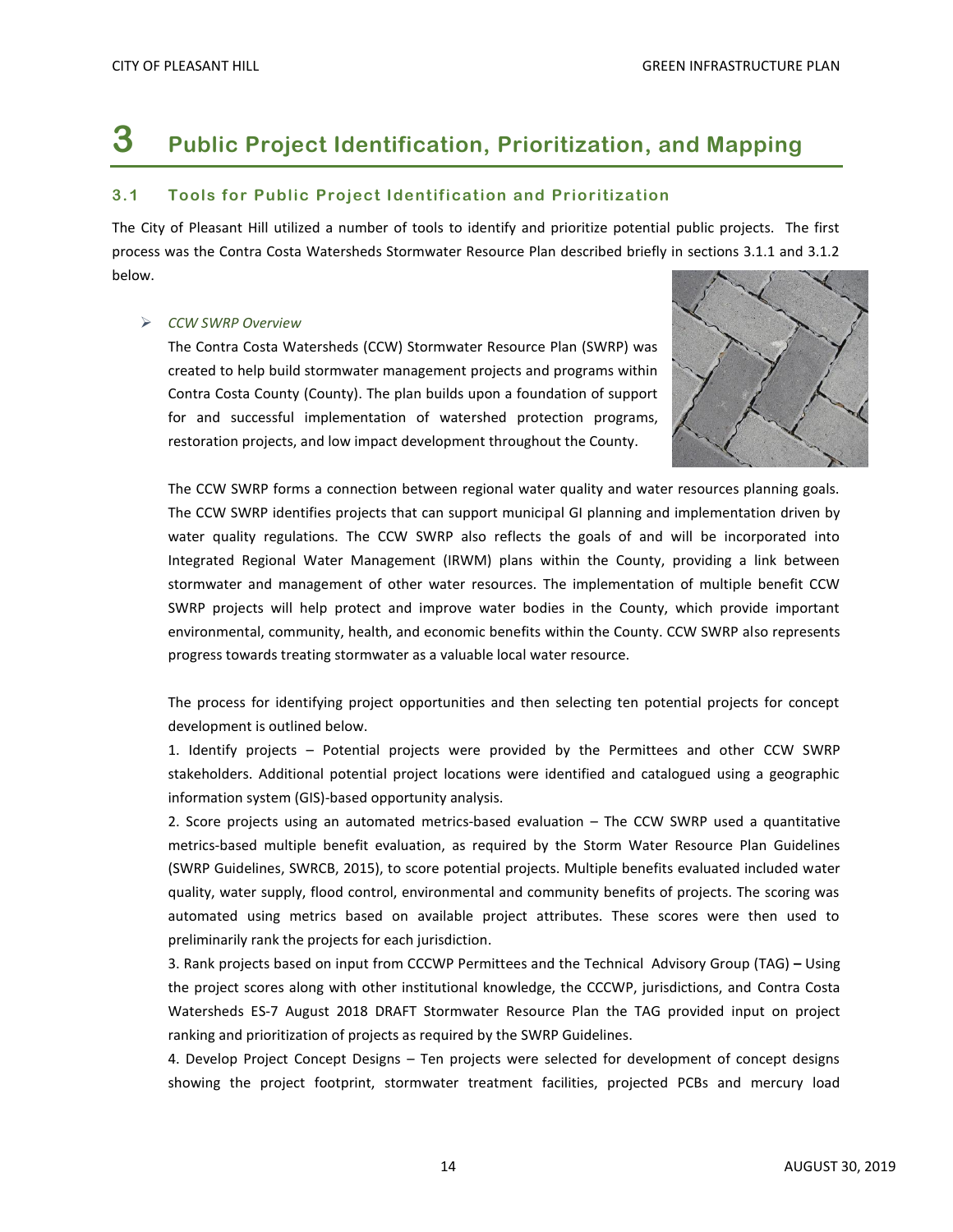# 3 Public Project Identification, Prioritization, and Mapping

## 3.1 Tools for Public Project Identification and Prioritization

The City of Pleasant Hill utilized a number of tools to identify and prioritize potential public projects. The first process was the Contra Costa Watersheds Stormwater Resource Plan described briefly in sections 3.1.1 and 3.1.2 below.

- *CCW SWRP Overview*

  The Contra Costa Watersheds (CCW) Stormwater Resource Plan (SWRP) was created to help build stormwater management projects and programs within Contra Costa County (County). The plan builds upon a foundation of support for and successful implementation of watershed protection programs, restoration projects, and low impact development throughout the County.

  The CCW SWRP forms a connection between regional water quality and water resources planning goals. The CCW SWRP identifies projects that can support municipal GI planning and implementation driven by water quality regulations. The CCW SWRP also reflects the goals of and will be incorporated into Integrated Regional Water Management (IRWM) plans within the County, providing a link between stormwater and management of other water resources. The implementation of multiple benefit CCW SWRP projects will help protect and improve water bodies in the County, which provide important environmental, community, health, and economic benefits within the County. CCW SWRP also represents progress towards treating stormwater as a valuable local water resource.

  The process for identifying project opportunities and then selecting ten potential projects for concept development is outlined below.

  1. Identify projects – Potential projects were provided by the Permittees and other CCW SWRP stakeholders. Additional potential project locations were identified and catalogued using a geographic information system (GIS)-based opportunity analysis.
  2. Score projects using an automated metrics-based evaluation – The CCW SWRP used a quantitative metrics-based multiple benefit evaluation, as required by the Storm Water Resource Plan Guidelines (SWRP Guidelines, SWRCB, 2015), to score potential projects. Multiple benefits evaluated included water quality, water supply, flood control, environmental and community benefits of projects. The scoring was automated using metrics based on available project attributes. These scores were then used to preliminarily rank the projects for each jurisdiction.
  3. Rank projects based on input from CCCWP Permittees and the Technical Advisory Group (TAG) **–** Using the project scores along with other institutional knowledge, the CCCWP, jurisdictions, and Contra Costa Watersheds ES-7 August 2018 DRAFT Stormwater Resource Plan the TAG provided input on project ranking and prioritization of projects as required by the SWRP Guidelines.
  4. Develop Project Concept Designs – Ten projects were selected for development of concept designs showing the project footprint, stormwater treatment facilities, projected PCBs and mercury load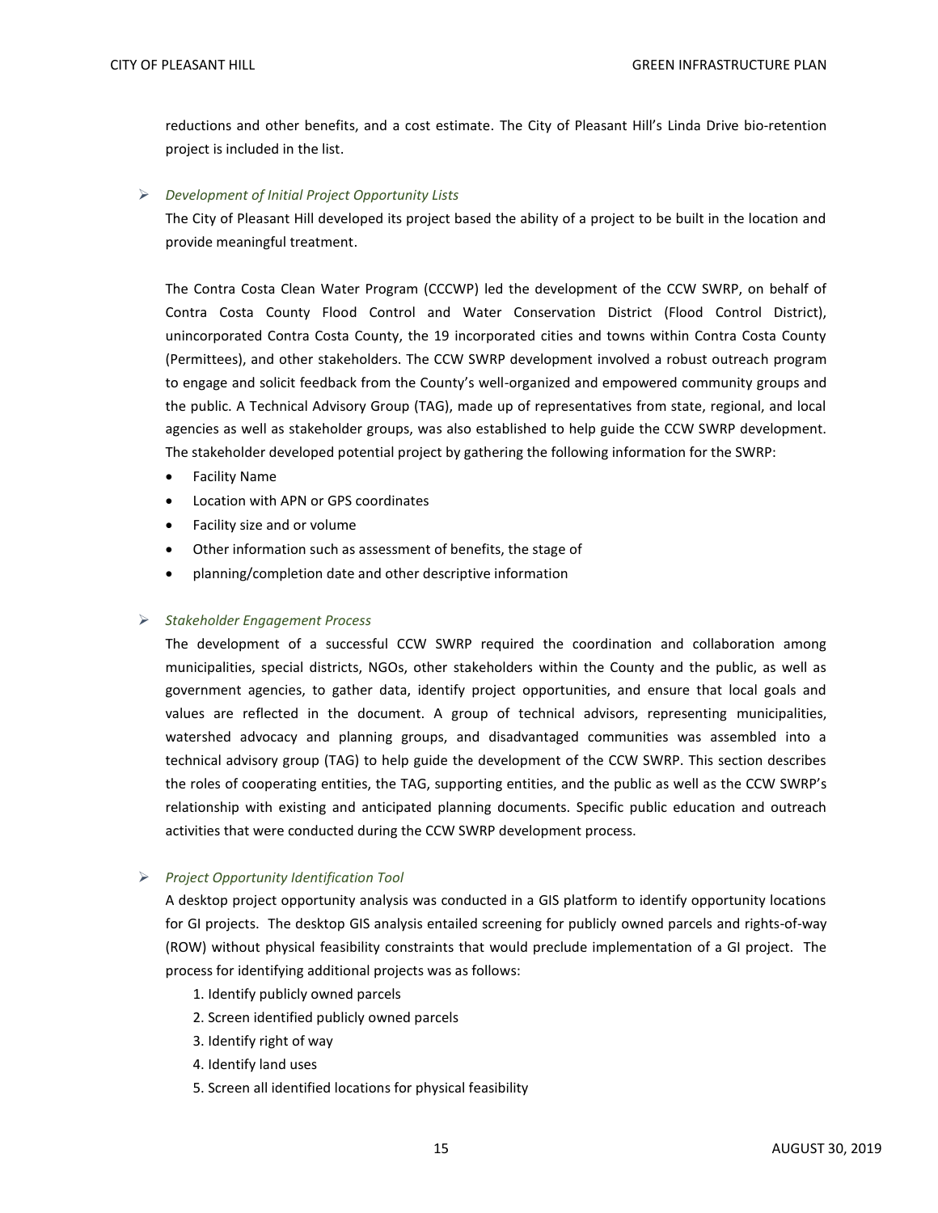reductions and other benefits, and a cost estimate. The City of Pleasant Hill's Linda Drive bio-retention project is included in the list.

- *Development of Initial Project Opportunity Lists*

  The City of Pleasant Hill developed its project based the ability of a project to be built in the location and provide meaningful treatment.

  The Contra Costa Clean Water Program (CCCWP) led the development of the CCW SWRP, on behalf of Contra Costa County Flood Control and Water Conservation District (Flood Control District), unincorporated Contra Costa County, the 19 incorporated cities and towns within Contra Costa County (Permittees), and other stakeholders. The CCW SWRP development involved a robust outreach program to engage and solicit feedback from the County's well-organized and empowered community groups and the public. A Technical Advisory Group (TAG), made up of representatives from state, regional, and local agencies as well as stakeholder groups, was also established to help guide the CCW SWRP development. The stakeholder developed potential project by gathering the following information for the SWRP:

  - Facility Name
  - Location with APN or GPS coordinates
  - Facility size and or volume
  - Other information such as assessment of benefits, the stage of
  - planning/completion date and other descriptive information

- *Stakeholder Engagement Process*

  The development of a successful CCW SWRP required the coordination and collaboration among municipalities, special districts, NGOs, other stakeholders within the County and the public, as well as government agencies, to gather data, identify project opportunities, and ensure that local goals and values are reflected in the document. A group of technical advisors, representing municipalities, watershed advocacy and planning groups, and disadvantaged communities was assembled into a technical advisory group (TAG) to help guide the development of the CCW SWRP. This section describes the roles of cooperating entities, the TAG, supporting entities, and the public as well as the CCW SWRP's relationship with existing and anticipated planning documents. Specific public education and outreach activities that were conducted during the CCW SWRP development process.

- *Project Opportunity Identification Tool*

  A desktop project opportunity analysis was conducted in a GIS platform to identify opportunity locations for GI projects. The desktop GIS analysis entailed screening for publicly owned parcels and rights-of-way (ROW) without physical feasibility constraints that would preclude implementation of a GI project. The process for identifying additional projects was as follows:

  1. Identify publicly owned parcels
  2. Screen identified publicly owned parcels
  3. Identify right of way
  4. Identify land uses
  5. Screen all identified locations for physical feasibility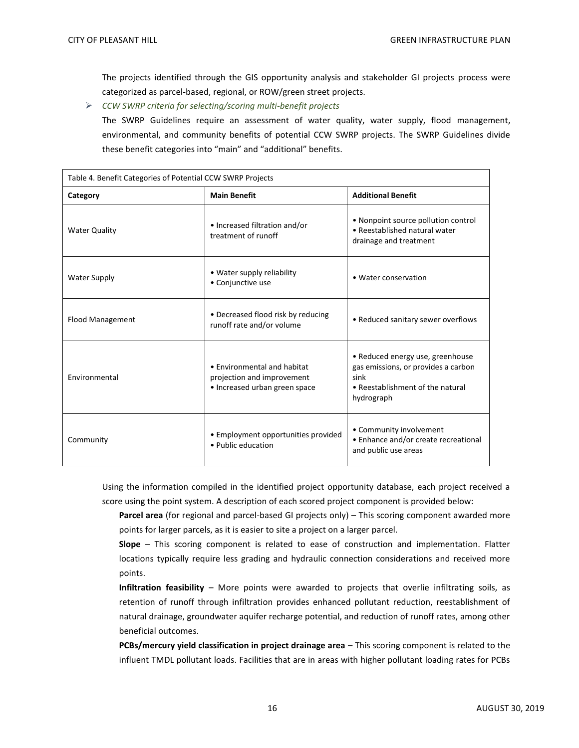The projects identified through the GIS opportunity analysis and stakeholder GI projects process were categorized as parcel-based, regional, or ROW/green street projects.

- *CCW SWRP criteria for selecting/scoring multi-benefit projects*

  The SWRP Guidelines require an assessment of water quality, water supply, flood management, environmental, and community benefits of potential CCW SWRP projects. The SWRP Guidelines divide these benefit categories into "main" and "additional" benefits.

Table 4. Benefit Categories of Potential CCW SWRP Projects

| Category | Main Benefit | Additional Benefit |
|---|---|---|
| Water Quality | • Increased filtration and/or treatment of runoff | • Nonpoint source pollution control<br>• Reestablished natural water drainage and treatment |
| Water Supply | • Water supply reliability<br>• Conjunctive use | • Water conservation |
| Flood Management | • Decreased flood risk by reducing runoff rate and/or volume | • Reduced sanitary sewer overflows |
| Environmental | • Environmental and habitat projection and improvement<br>• Increased urban green space | • Reduced energy use, greenhouse gas emissions, or provides a carbon sink<br>• Reestablishment of the natural hydrograph |
| Community | • Employment opportunities provided<br>• Public education | • Community involvement<br>• Enhance and/or create recreational and public use areas |

Using the information compiled in the identified project opportunity database, each project received a score using the point system. A description of each scored project component is provided below:

**Parcel area** (for regional and parcel-based GI projects only) – This scoring component awarded more points for larger parcels, as it is easier to site a project on a larger parcel.

**Slope** – This scoring component is related to ease of construction and implementation. Flatter locations typically require less grading and hydraulic connection considerations and received more points.

**Infiltration feasibility** – More points were awarded to projects that overlie infiltrating soils, as retention of runoff through infiltration provides enhanced pollutant reduction, reestablishment of natural drainage, groundwater aquifer recharge potential, and reduction of runoff rates, among other beneficial outcomes.

**PCBs/mercury yield classification in project drainage area** – This scoring component is related to the influent TMDL pollutant loads. Facilities that are in areas with higher pollutant loading rates for PCBs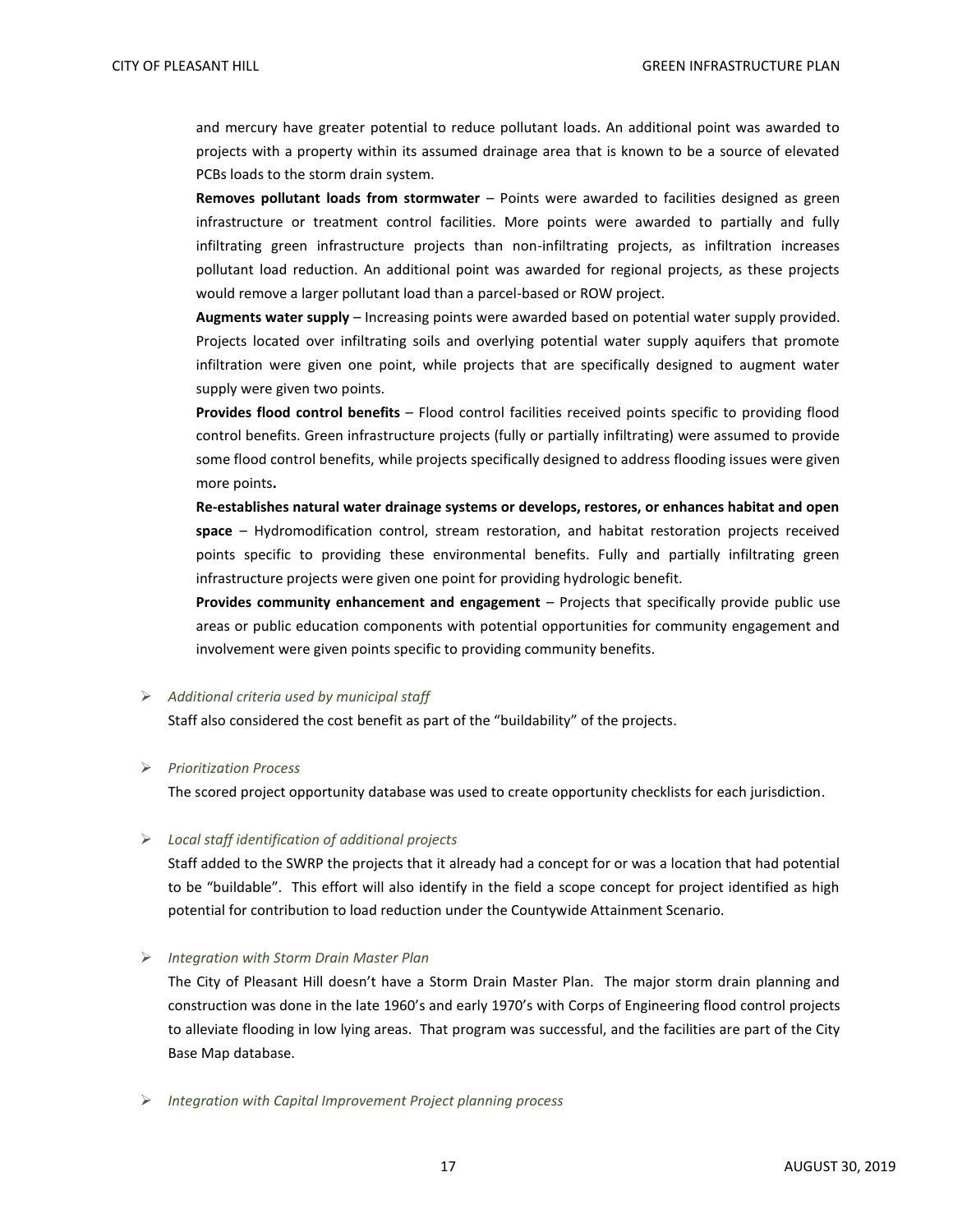and mercury have greater potential to reduce pollutant loads. An additional point was awarded to projects with a property within its assumed drainage area that is known to be a source of elevated PCBs loads to the storm drain system.

**Removes pollutant loads from stormwater** – Points were awarded to facilities designed as green infrastructure or treatment control facilities. More points were awarded to partially and fully infiltrating green infrastructure projects than non-infiltrating projects, as infiltration increases pollutant load reduction. An additional point was awarded for regional projects, as these projects would remove a larger pollutant load than a parcel-based or ROW project.

**Augments water supply** – Increasing points were awarded based on potential water supply provided. Projects located over infiltrating soils and overlying potential water supply aquifers that promote infiltration were given one point, while projects that are specifically designed to augment water supply were given two points.

**Provides flood control benefits** – Flood control facilities received points specific to providing flood control benefits. Green infrastructure projects (fully or partially infiltrating) were assumed to provide some flood control benefits, while projects specifically designed to address flooding issues were given more points**.**

**Re-establishes natural water drainage systems or develops, restores, or enhances habitat and open space** – Hydromodification control, stream restoration, and habitat restoration projects received points specific to providing these environmental benefits. Fully and partially infiltrating green infrastructure projects were given one point for providing hydrologic benefit.

**Provides community enhancement and engagement** – Projects that specifically provide public use areas or public education components with potential opportunities for community engagement and involvement were given points specific to providing community benefits.

- *Additional criteria used by municipal staff*

  Staff also considered the cost benefit as part of the "buildability" of the projects.

- *Prioritization Process*

  The scored project opportunity database was used to create opportunity checklists for each jurisdiction.

- *Local staff identification of additional projects*

  Staff added to the SWRP the projects that it already had a concept for or was a location that had potential to be "buildable". This effort will also identify in the field a scope concept for project identified as high potential for contribution to load reduction under the Countywide Attainment Scenario.

- *Integration with Storm Drain Master Plan*

  The City of Pleasant Hill doesn't have a Storm Drain Master Plan. The major storm drain planning and construction was done in the late 1960's and early 1970's with Corps of Engineering flood control projects to alleviate flooding in low lying areas. That program was successful, and the facilities are part of the City Base Map database.

- *Integration with Capital Improvement Project planning process*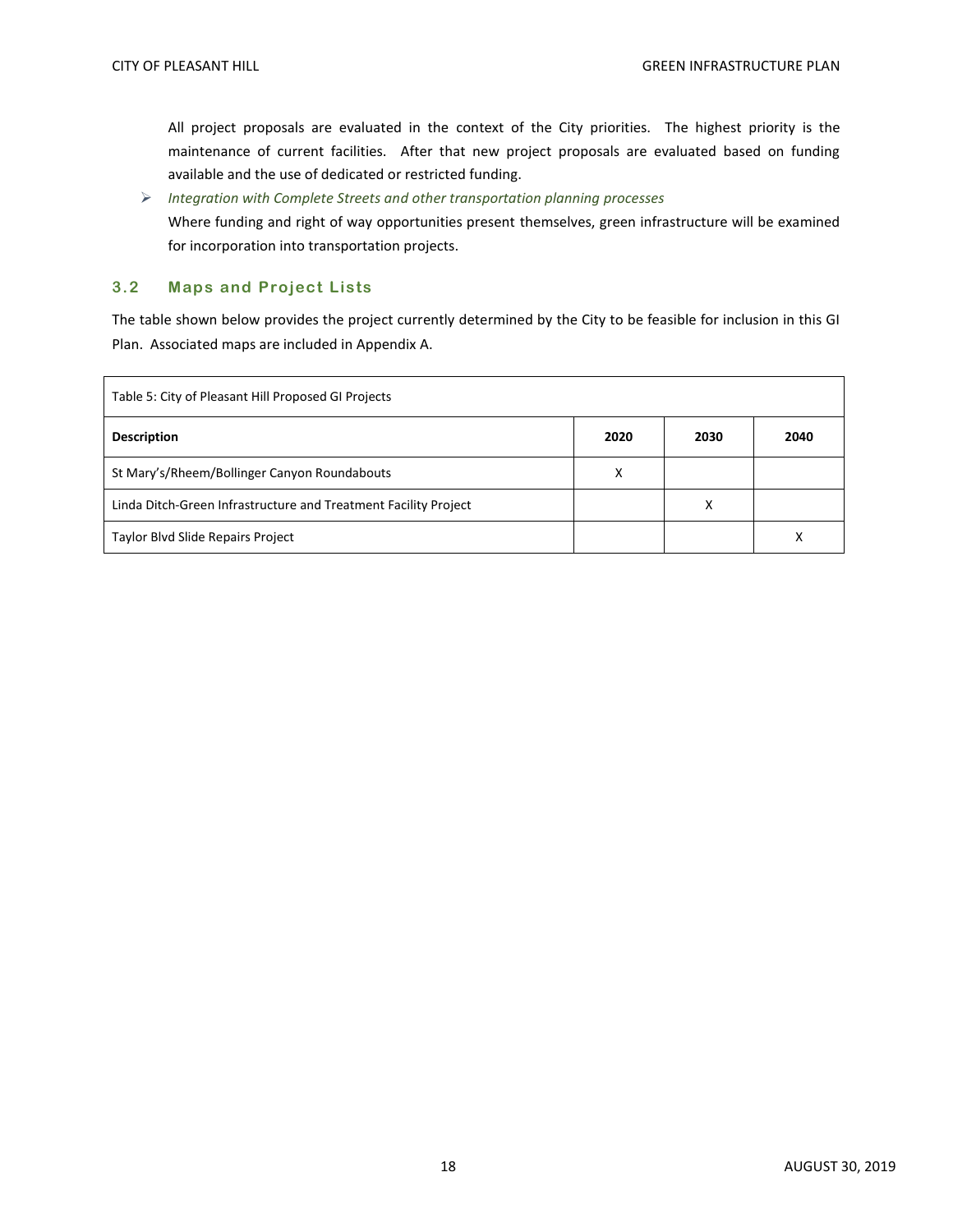All project proposals are evaluated in the context of the City priorities. The highest priority is the maintenance of current facilities. After that new project proposals are evaluated based on funding available and the use of dedicated or restricted funding.

- *Integration with Complete Streets and other transportation planning processes*

  Where funding and right of way opportunities present themselves, green infrastructure will be examined for incorporation into transportation projects.

## 3.2 Maps and Project Lists

The table shown below provides the project currently determined by the City to be feasible for inclusion in this GI Plan. Associated maps are included in Appendix A.

Table 5: City of Pleasant Hill Proposed GI Projects

| Description | 2020 | 2030 | 2040 |
|---|---|---|---|
| St Mary's/Rheem/Bollinger Canyon Roundabouts | X | | |
| Linda Ditch-Green Infrastructure and Treatment Facility Project | | X | |
| Taylor Blvd Slide Repairs Project | | | X |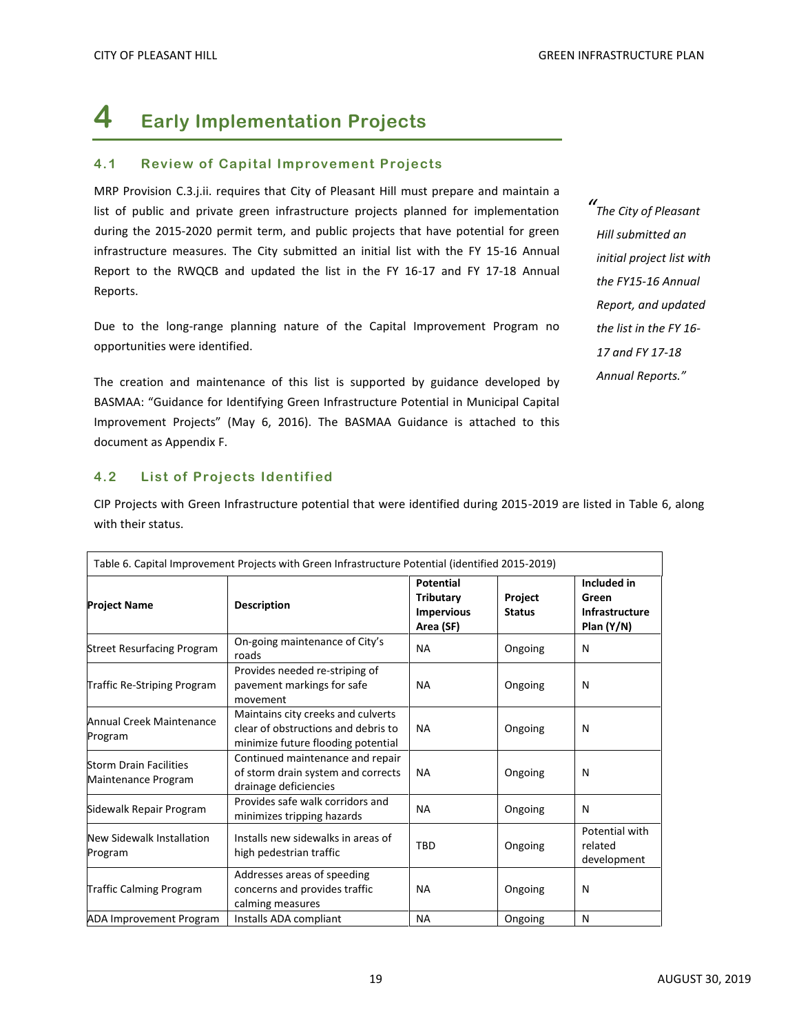# 4 Early Implementation Projects

## 4.1 Review of Capital Improvement Projects

MRP Provision C.3.j.ii. requires that City of Pleasant Hill must prepare and maintain a list of public and private green infrastructure projects planned for implementation during the 2015-2020 permit term, and public projects that have potential for green infrastructure measures. The City submitted an initial list with the FY 15-16 Annual Report to the RWQCB and updated the list in the FY 16-17 and FY 17-18 Annual Reports.

*"The City of Pleasant Hill submitted an initial project list with the FY15-16 Annual Report, and updated the list in the FY 16-17 and FY 17-18 Annual Reports."*

Due to the long-range planning nature of the Capital Improvement Program no opportunities were identified.

The creation and maintenance of this list is supported by guidance developed by BASMAA: "Guidance for Identifying Green Infrastructure Potential in Municipal Capital Improvement Projects" (May 6, 2016). The BASMAA Guidance is attached to this document as Appendix F.

## 4.2 List of Projects Identified

CIP Projects with Green Infrastructure potential that were identified during 2015-2019 are listed in Table 6, along with their status.

Table 6. Capital Improvement Projects with Green Infrastructure Potential (identified 2015-2019)

| Project Name | Description | Potential Tributary Impervious Area (SF) | Project Status | Included in Green Infrastructure Plan (Y/N) |
|---|---|---|---|---|
| Street Resurfacing Program | On-going maintenance of City's roads | NA | Ongoing | N |
| Traffic Re-Striping Program | Provides needed re-striping of pavement markings for safe movement | NA | Ongoing | N |
| Annual Creek Maintenance Program | Maintains city creeks and culverts clear of obstructions and debris to minimize future flooding potential | NA | Ongoing | N |
| Storm Drain Facilities Maintenance Program | Continued maintenance and repair of storm drain system and corrects drainage deficiencies | NA | Ongoing | N |
| Sidewalk Repair Program | Provides safe walk corridors and minimizes tripping hazards | NA | Ongoing | N |
| New Sidewalk Installation Program | Installs new sidewalks in areas of high pedestrian traffic | TBD | Ongoing | Potential with related development |
| Traffic Calming Program | Addresses areas of speeding concerns and provides traffic calming measures | NA | Ongoing | N |
| ADA Improvement Program | Installs ADA compliant | NA | Ongoing | N |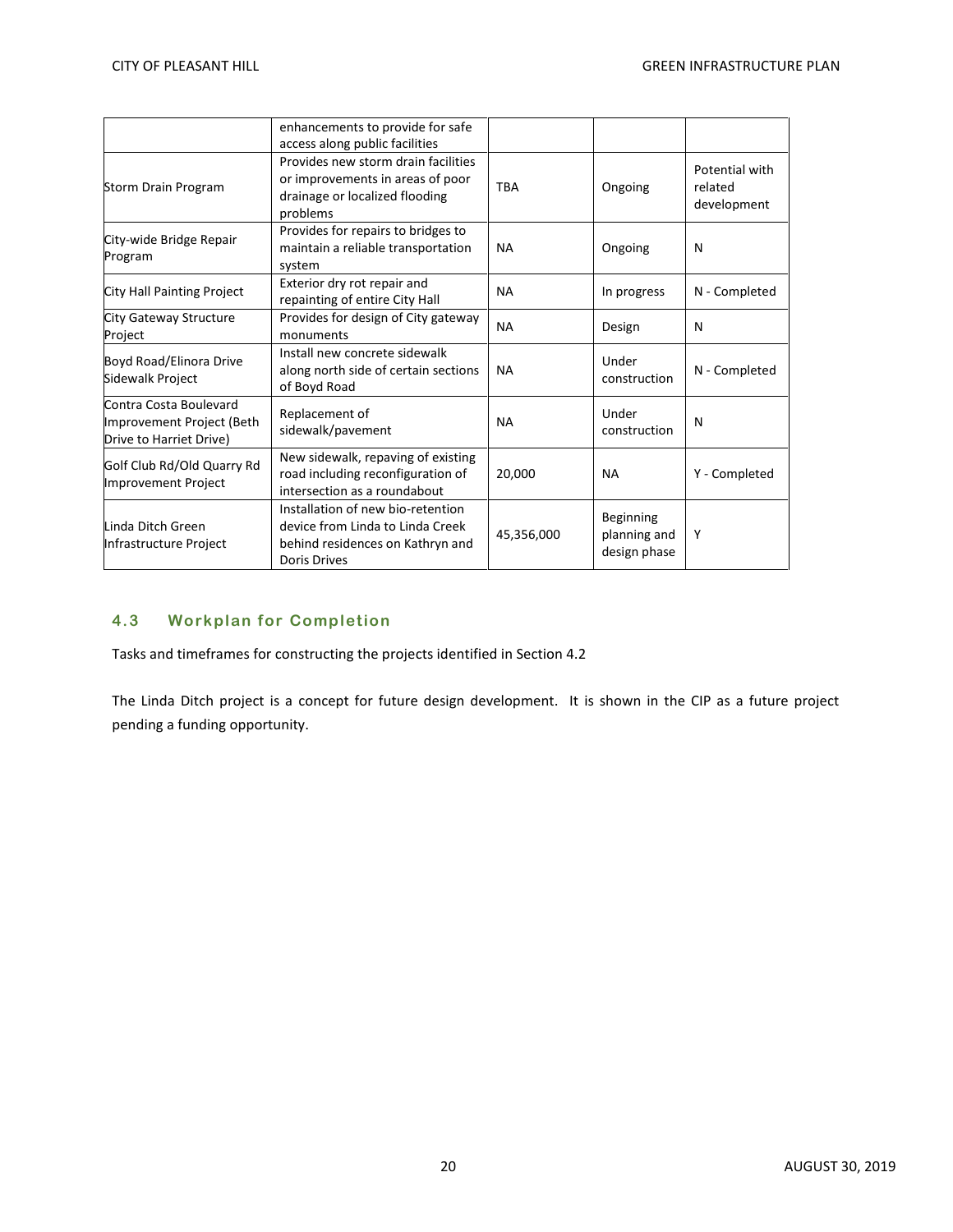|  |  |  |  |  |
|---|---|---|---|---|
|  | enhancements to provide for safe access along public facilities |  |  |  |
| Storm Drain Program | Provides new storm drain facilities or improvements in areas of poor drainage or localized flooding problems | TBA | Ongoing | Potential with related development |
| City-wide Bridge Repair Program | Provides for repairs to bridges to maintain a reliable transportation system | NA | Ongoing | N |
| City Hall Painting Project | Exterior dry rot repair and repainting of entire City Hall | NA | In progress | N - Completed |
| City Gateway Structure Project | Provides for design of City gateway monuments | NA | Design | N |
| Boyd Road/Elinora Drive Sidewalk Project | Install new concrete sidewalk along north side of certain sections of Boyd Road | NA | Under construction | N - Completed |
| Contra Costa Boulevard Improvement Project (Beth Drive to Harriet Drive) | Replacement of sidewalk/pavement | NA | Under construction | N |
| Golf Club Rd/Old Quarry Rd Improvement Project | New sidewalk, repaving of existing road including reconfiguration of intersection as a roundabout | 20,000 | NA | Y - Completed |
| Linda Ditch Green Infrastructure Project | Installation of new bio-retention device from Linda to Linda Creek behind residences on Kathryn and Doris Drives | 45,356,000 | Beginning planning and design phase | Y |

### 4.3 Workplan for Completion

Tasks and timeframes for constructing the projects identified in Section 4.2

The Linda Ditch project is a concept for future design development. It is shown in the CIP as a future project pending a funding opportunity.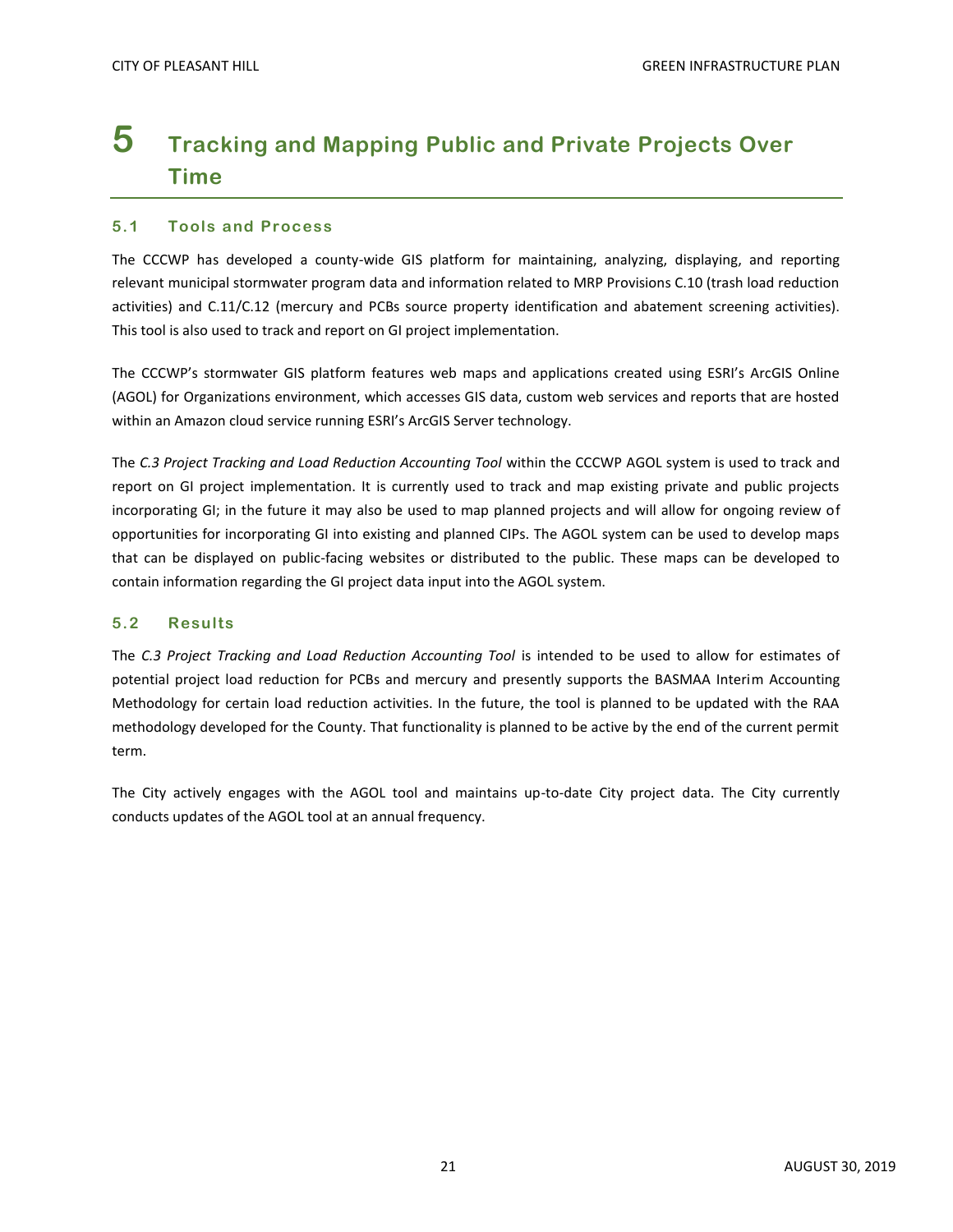# 5 Tracking and Mapping Public and Private Projects Over Time

## 5.1 Tools and Process

The CCCWP has developed a county-wide GIS platform for maintaining, analyzing, displaying, and reporting relevant municipal stormwater program data and information related to MRP Provisions C.10 (trash load reduction activities) and C.11/C.12 (mercury and PCBs source property identification and abatement screening activities). This tool is also used to track and report on GI project implementation.

The CCCWP's stormwater GIS platform features web maps and applications created using ESRI's ArcGIS Online (AGOL) for Organizations environment, which accesses GIS data, custom web services and reports that are hosted within an Amazon cloud service running ESRI's ArcGIS Server technology.

The *C.3 Project Tracking and Load Reduction Accounting Tool* within the CCCWP AGOL system is used to track and report on GI project implementation. It is currently used to track and map existing private and public projects incorporating GI; in the future it may also be used to map planned projects and will allow for ongoing review of opportunities for incorporating GI into existing and planned CIPs. The AGOL system can be used to develop maps that can be displayed on public-facing websites or distributed to the public. These maps can be developed to contain information regarding the GI project data input into the AGOL system.

## 5.2 Results

The *C.3 Project Tracking and Load Reduction Accounting Tool* is intended to be used to allow for estimates of potential project load reduction for PCBs and mercury and presently supports the BASMAA Interim Accounting Methodology for certain load reduction activities. In the future, the tool is planned to be updated with the RAA methodology developed for the County. That functionality is planned to be active by the end of the current permit term.

The City actively engages with the AGOL tool and maintains up-to-date City project data. The City currently conducts updates of the AGOL tool at an annual frequency.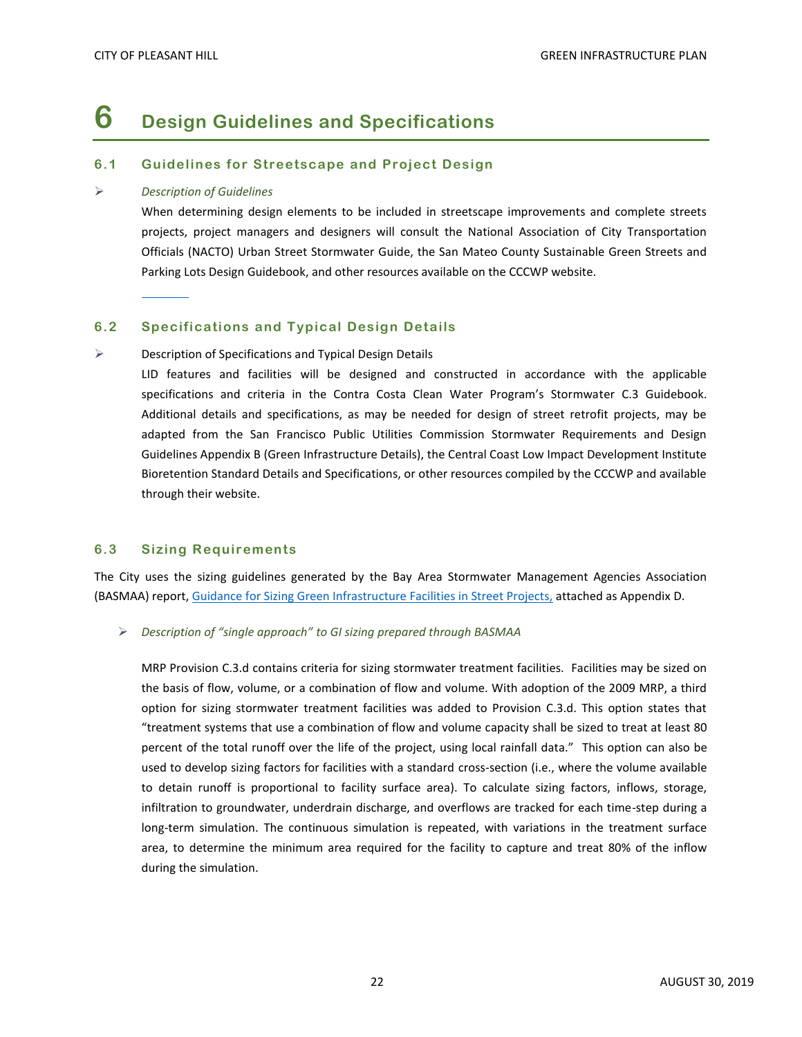# 6 Design Guidelines and Specifications

## 6.1 Guidelines for Streetscape and Project Design

- *Description of Guidelines*

  When determining design elements to be included in streetscape improvements and complete streets projects, project managers and designers will consult the National Association of City Transportation Officials (NACTO) Urban Street Stormwater Guide, the San Mateo County Sustainable Green Streets and Parking Lots Design Guidebook, and other resources available on the CCCWP website.

## 6.2 Specifications and Typical Design Details

- Description of Specifications and Typical Design Details

  LID features and facilities will be designed and constructed in accordance with the applicable specifications and criteria in the Contra Costa Clean Water Program's Stormwater C.3 Guidebook. Additional details and specifications, as may be needed for design of street retrofit projects, may be adapted from the San Francisco Public Utilities Commission Stormwater Requirements and Design Guidelines Appendix B (Green Infrastructure Details), the Central Coast Low Impact Development Institute Bioretention Standard Details and Specifications, or other resources compiled by the CCCWP and available through their website.

## 6.3 Sizing Requirements

The City uses the sizing guidelines generated by the Bay Area Stormwater Management Agencies Association (BASMAA) report, Guidance for Sizing Green Infrastructure Facilities in Street Projects, attached as Appendix D.

- *Description of "single approach" to GI sizing prepared through BASMAA*

  MRP Provision C.3.d contains criteria for sizing stormwater treatment facilities. Facilities may be sized on the basis of flow, volume, or a combination of flow and volume. With adoption of the 2009 MRP, a third option for sizing stormwater treatment facilities was added to Provision C.3.d. This option states that "treatment systems that use a combination of flow and volume capacity shall be sized to treat at least 80 percent of the total runoff over the life of the project, using local rainfall data." This option can also be used to develop sizing factors for facilities with a standard cross-section (i.e., where the volume available to detain runoff is proportional to facility surface area). To calculate sizing factors, inflows, storage, infiltration to groundwater, underdrain discharge, and overflows are tracked for each time-step during a long-term simulation. The continuous simulation is repeated, with variations in the treatment surface area, to determine the minimum area required for the facility to capture and treat 80% of the inflow during the simulation.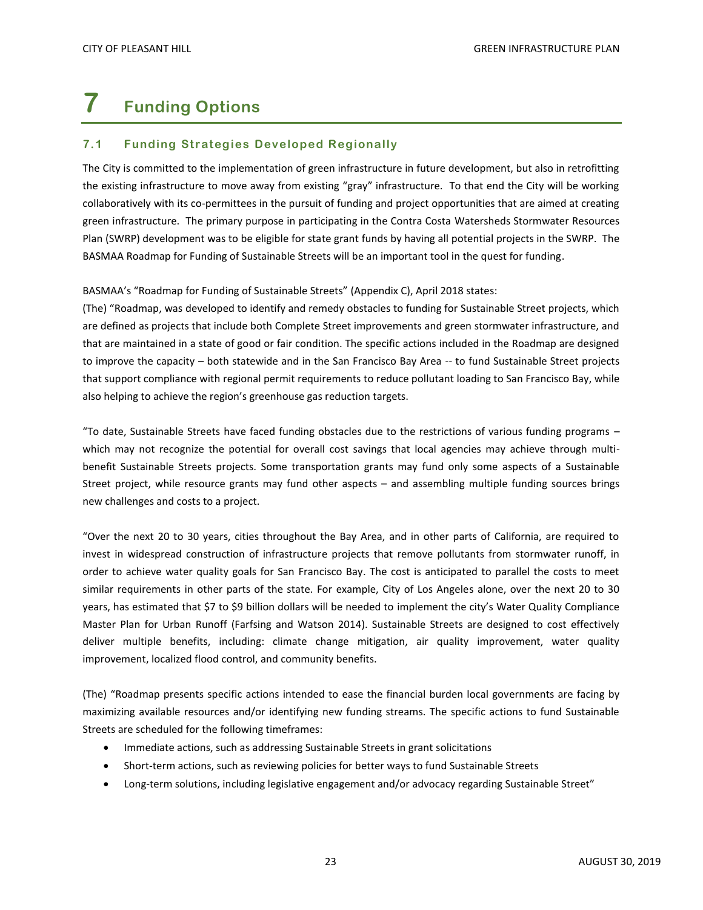# 7 Funding Options

## 7.1 Funding Strategies Developed Regionally

The City is committed to the implementation of green infrastructure in future development, but also in retrofitting the existing infrastructure to move away from existing "gray" infrastructure. To that end the City will be working collaboratively with its co-permittees in the pursuit of funding and project opportunities that are aimed at creating green infrastructure. The primary purpose in participating in the Contra Costa Watersheds Stormwater Resources Plan (SWRP) development was to be eligible for state grant funds by having all potential projects in the SWRP. The BASMAA Roadmap for Funding of Sustainable Streets will be an important tool in the quest for funding.

BASMAA's "Roadmap for Funding of Sustainable Streets" (Appendix C), April 2018 states:
(The) "Roadmap, was developed to identify and remedy obstacles to funding for Sustainable Street projects, which are defined as projects that include both Complete Street improvements and green stormwater infrastructure, and that are maintained in a state of good or fair condition. The specific actions included in the Roadmap are designed to improve the capacity – both statewide and in the San Francisco Bay Area -- to fund Sustainable Street projects that support compliance with regional permit requirements to reduce pollutant loading to San Francisco Bay, while also helping to achieve the region's greenhouse gas reduction targets.

"To date, Sustainable Streets have faced funding obstacles due to the restrictions of various funding programs – which may not recognize the potential for overall cost savings that local agencies may achieve through multi-benefit Sustainable Streets projects. Some transportation grants may fund only some aspects of a Sustainable Street project, while resource grants may fund other aspects – and assembling multiple funding sources brings new challenges and costs to a project.

"Over the next 20 to 30 years, cities throughout the Bay Area, and in other parts of California, are required to invest in widespread construction of infrastructure projects that remove pollutants from stormwater runoff, in order to achieve water quality goals for San Francisco Bay. The cost is anticipated to parallel the costs to meet similar requirements in other parts of the state. For example, City of Los Angeles alone, over the next 20 to 30 years, has estimated that $7 to $9 billion dollars will be needed to implement the city's Water Quality Compliance Master Plan for Urban Runoff (Farfsing and Watson 2014). Sustainable Streets are designed to cost effectively deliver multiple benefits, including: climate change mitigation, air quality improvement, water quality improvement, localized flood control, and community benefits.

(The) "Roadmap presents specific actions intended to ease the financial burden local governments are facing by maximizing available resources and/or identifying new funding streams. The specific actions to fund Sustainable Streets are scheduled for the following timeframes:

- Immediate actions, such as addressing Sustainable Streets in grant solicitations
- Short-term actions, such as reviewing policies for better ways to fund Sustainable Streets
- Long-term solutions, including legislative engagement and/or advocacy regarding Sustainable Street"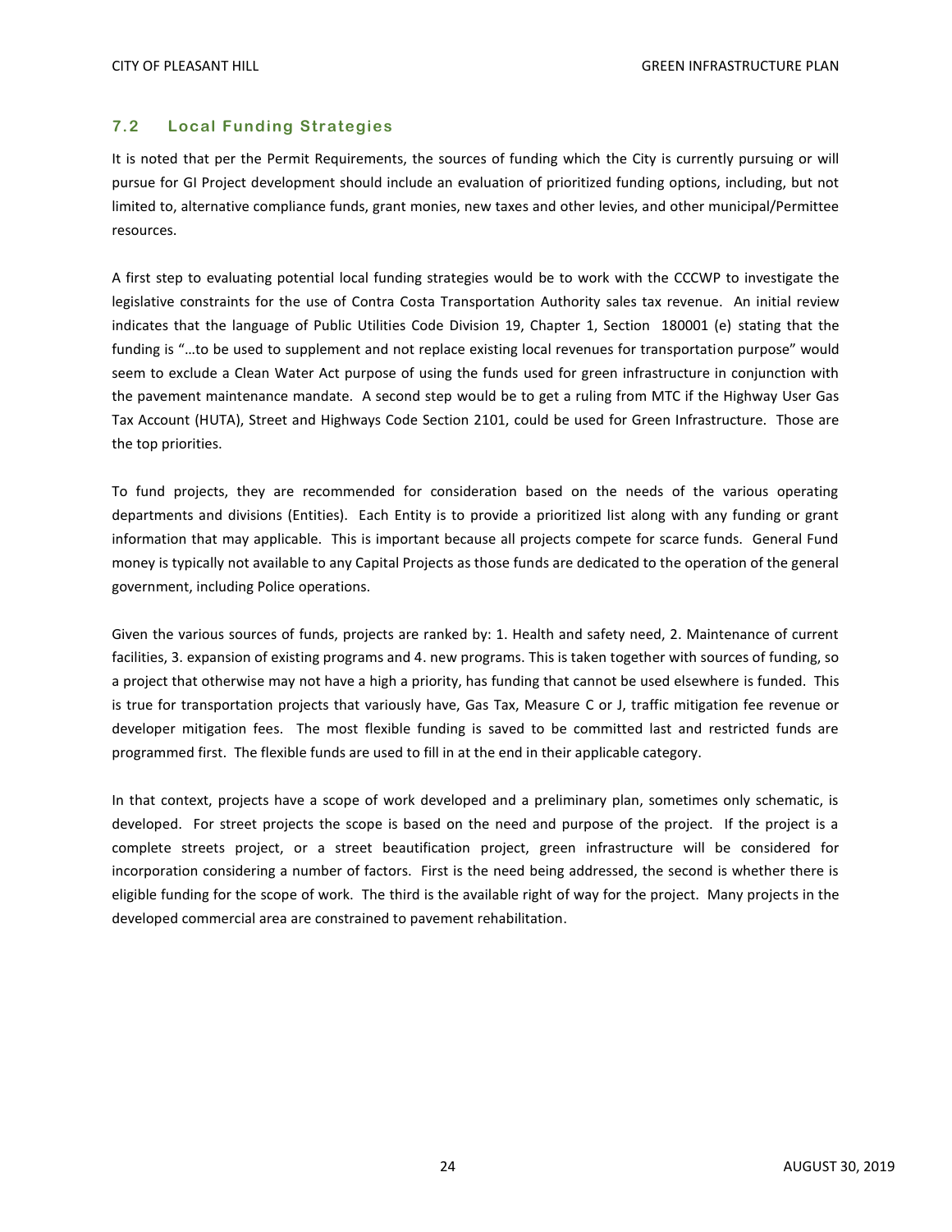## 7.2 Local Funding Strategies

It is noted that per the Permit Requirements, the sources of funding which the City is currently pursuing or will pursue for GI Project development should include an evaluation of prioritized funding options, including, but not limited to, alternative compliance funds, grant monies, new taxes and other levies, and other municipal/Permittee resources.

A first step to evaluating potential local funding strategies would be to work with the CCCWP to investigate the legislative constraints for the use of Contra Costa Transportation Authority sales tax revenue. An initial review indicates that the language of Public Utilities Code Division 19, Chapter 1, Section 180001 (e) stating that the funding is "…to be used to supplement and not replace existing local revenues for transportation purpose" would seem to exclude a Clean Water Act purpose of using the funds used for green infrastructure in conjunction with the pavement maintenance mandate. A second step would be to get a ruling from MTC if the Highway User Gas Tax Account (HUTA), Street and Highways Code Section 2101, could be used for Green Infrastructure. Those are the top priorities.

To fund projects, they are recommended for consideration based on the needs of the various operating departments and divisions (Entities). Each Entity is to provide a prioritized list along with any funding or grant information that may applicable. This is important because all projects compete for scarce funds. General Fund money is typically not available to any Capital Projects as those funds are dedicated to the operation of the general government, including Police operations.

Given the various sources of funds, projects are ranked by: 1. Health and safety need, 2. Maintenance of current facilities, 3. expansion of existing programs and 4. new programs. This is taken together with sources of funding, so a project that otherwise may not have a high a priority, has funding that cannot be used elsewhere is funded. This is true for transportation projects that variously have, Gas Tax, Measure C or J, traffic mitigation fee revenue or developer mitigation fees. The most flexible funding is saved to be committed last and restricted funds are programmed first. The flexible funds are used to fill in at the end in their applicable category.

In that context, projects have a scope of work developed and a preliminary plan, sometimes only schematic, is developed. For street projects the scope is based on the need and purpose of the project. If the project is a complete streets project, or a street beautification project, green infrastructure will be considered for incorporation considering a number of factors. First is the need being addressed, the second is whether there is eligible funding for the scope of work. The third is the available right of way for the project. Many projects in the developed commercial area are constrained to pavement rehabilitation.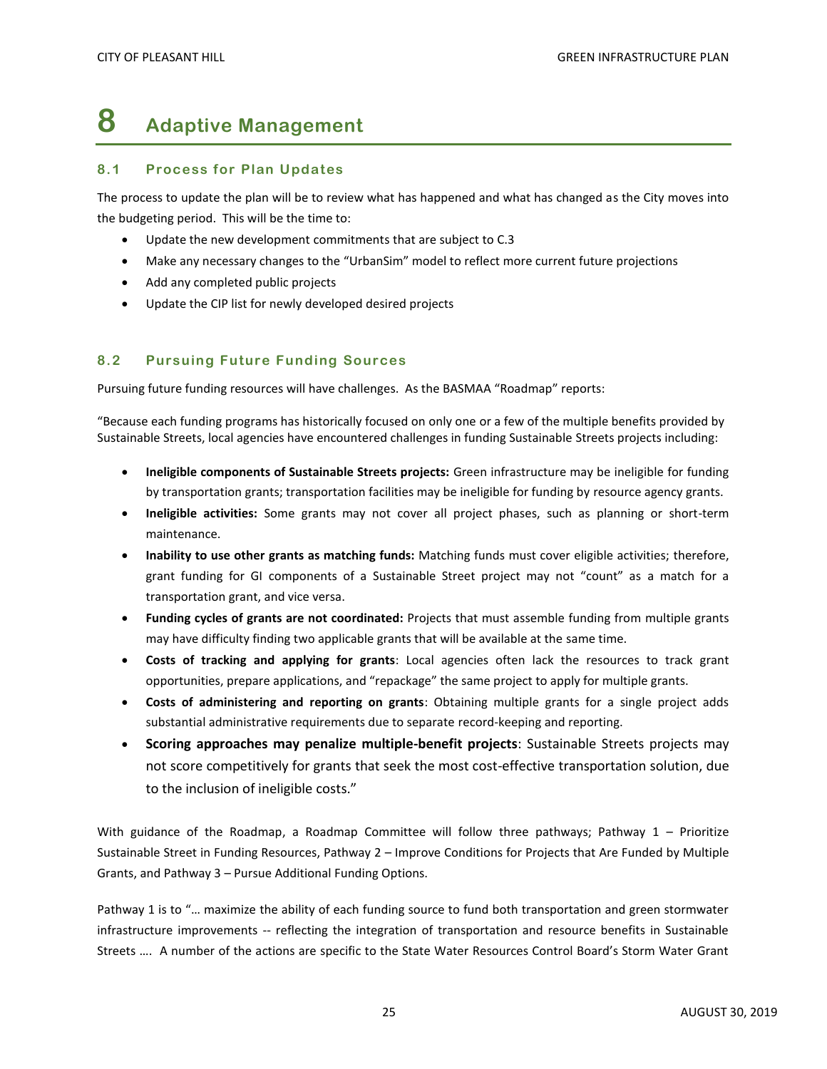# 8 Adaptive Management

## 8.1 Process for Plan Updates

The process to update the plan will be to review what has happened and what has changed as the City moves into the budgeting period. This will be the time to:

- Update the new development commitments that are subject to C.3
- Make any necessary changes to the "UrbanSim" model to reflect more current future projections
- Add any completed public projects
- Update the CIP list for newly developed desired projects

## 8.2 Pursuing Future Funding Sources

Pursuing future funding resources will have challenges. As the BASMAA "Roadmap" reports:

"Because each funding programs has historically focused on only one or a few of the multiple benefits provided by Sustainable Streets, local agencies have encountered challenges in funding Sustainable Streets projects including:

- **Ineligible components of Sustainable Streets projects:** Green infrastructure may be ineligible for funding by transportation grants; transportation facilities may be ineligible for funding by resource agency grants.
- **Ineligible activities:** Some grants may not cover all project phases, such as planning or short-term maintenance.
- **Inability to use other grants as matching funds:** Matching funds must cover eligible activities; therefore, grant funding for GI components of a Sustainable Street project may not "count" as a match for a transportation grant, and vice versa.
- **Funding cycles of grants are not coordinated:** Projects that must assemble funding from multiple grants may have difficulty finding two applicable grants that will be available at the same time.
- **Costs of tracking and applying for grants**: Local agencies often lack the resources to track grant opportunities, prepare applications, and "repackage" the same project to apply for multiple grants.
- **Costs of administering and reporting on grants**: Obtaining multiple grants for a single project adds substantial administrative requirements due to separate record-keeping and reporting.
- **Scoring approaches may penalize multiple-benefit projects**: Sustainable Streets projects may not score competitively for grants that seek the most cost-effective transportation solution, due to the inclusion of ineligible costs."

With guidance of the Roadmap, a Roadmap Committee will follow three pathways; Pathway 1 – Prioritize Sustainable Street in Funding Resources, Pathway 2 – Improve Conditions for Projects that Are Funded by Multiple Grants, and Pathway 3 – Pursue Additional Funding Options.

Pathway 1 is to "… maximize the ability of each funding source to fund both transportation and green stormwater infrastructure improvements -- reflecting the integration of transportation and resource benefits in Sustainable Streets …. A number of the actions are specific to the State Water Resources Control Board's Storm Water Grant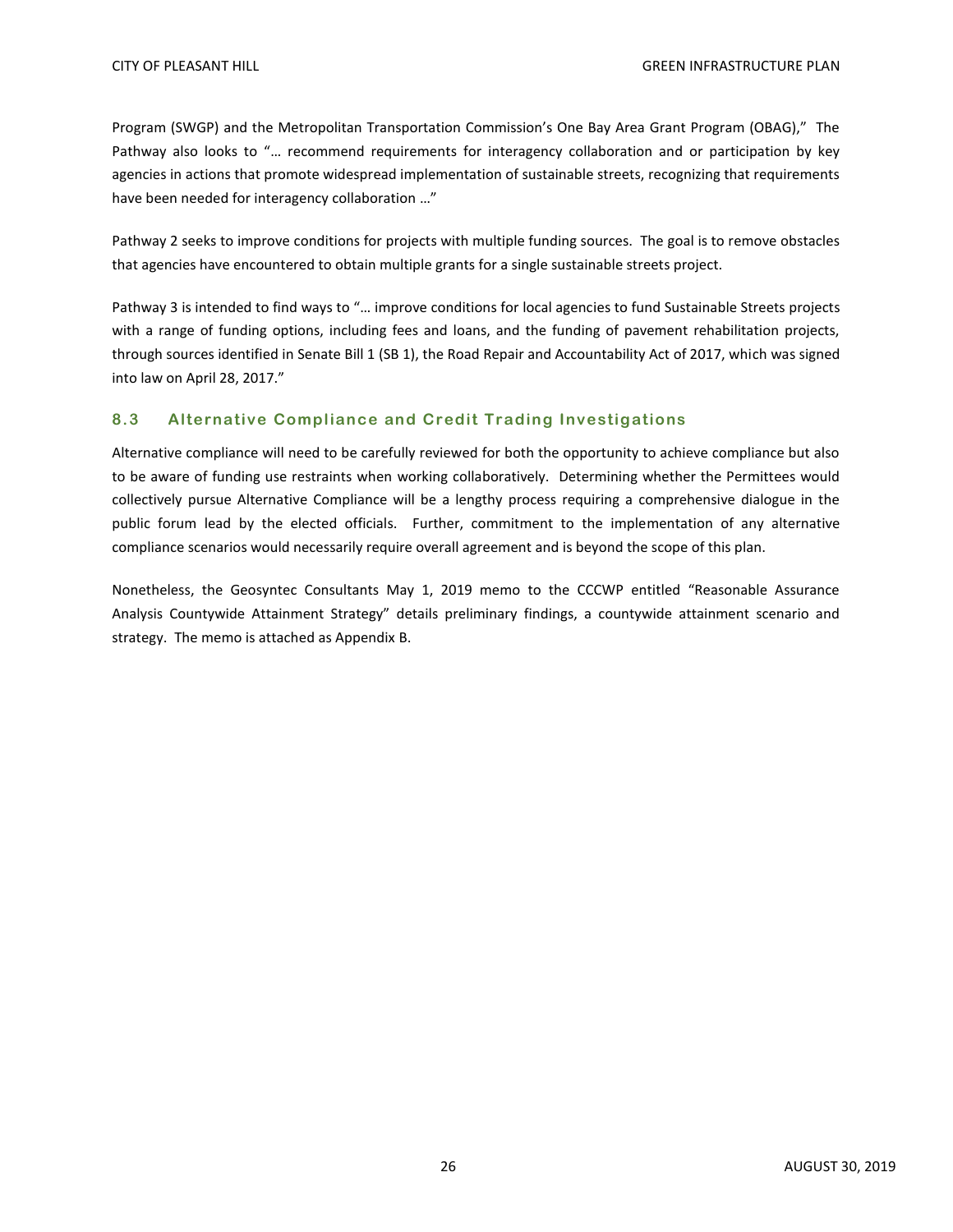Program (SWGP) and the Metropolitan Transportation Commission's One Bay Area Grant Program (OBAG)," The Pathway also looks to "… recommend requirements for interagency collaboration and or participation by key agencies in actions that promote widespread implementation of sustainable streets, recognizing that requirements have been needed for interagency collaboration …"

Pathway 2 seeks to improve conditions for projects with multiple funding sources. The goal is to remove obstacles that agencies have encountered to obtain multiple grants for a single sustainable streets project.

Pathway 3 is intended to find ways to "… improve conditions for local agencies to fund Sustainable Streets projects with a range of funding options, including fees and loans, and the funding of pavement rehabilitation projects, through sources identified in Senate Bill 1 (SB 1), the Road Repair and Accountability Act of 2017, which was signed into law on April 28, 2017."

## 8.3 Alternative Compliance and Credit Trading Investigations

Alternative compliance will need to be carefully reviewed for both the opportunity to achieve compliance but also to be aware of funding use restraints when working collaboratively. Determining whether the Permittees would collectively pursue Alternative Compliance will be a lengthy process requiring a comprehensive dialogue in the public forum lead by the elected officials. Further, commitment to the implementation of any alternative compliance scenarios would necessarily require overall agreement and is beyond the scope of this plan.

Nonetheless, the Geosyntec Consultants May 1, 2019 memo to the CCCWP entitled "Reasonable Assurance Analysis Countywide Attainment Strategy" details preliminary findings, a countywide attainment scenario and strategy. The memo is attached as Appendix B.